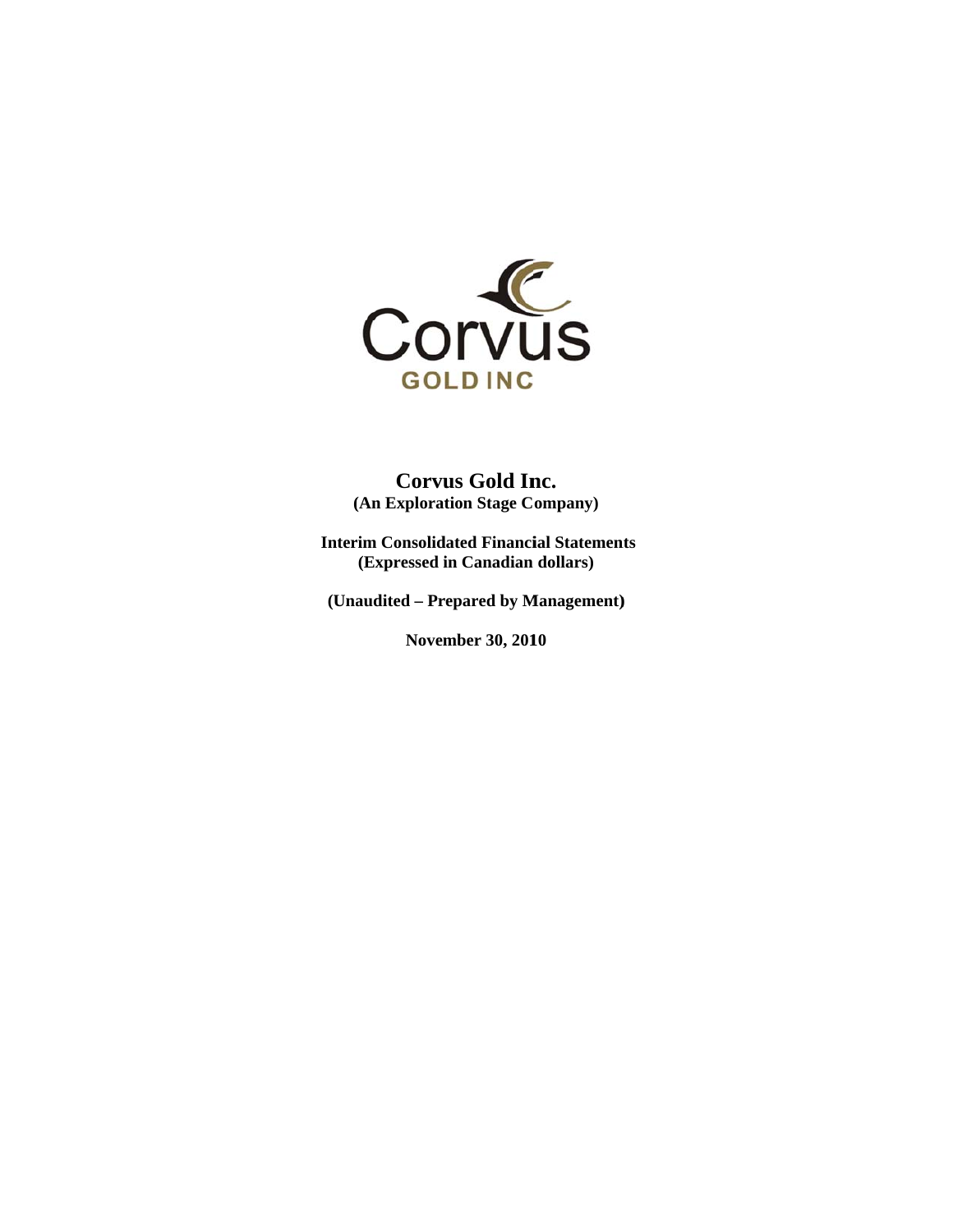# Corvus Gold Inc.

**(An Exploration Stage Company)**

**Interim Consolidated Financial Statements**
**(Expressed in Canadian dollars)**

**(Unaudited – Prepared by Management)**

**November 30, 2010**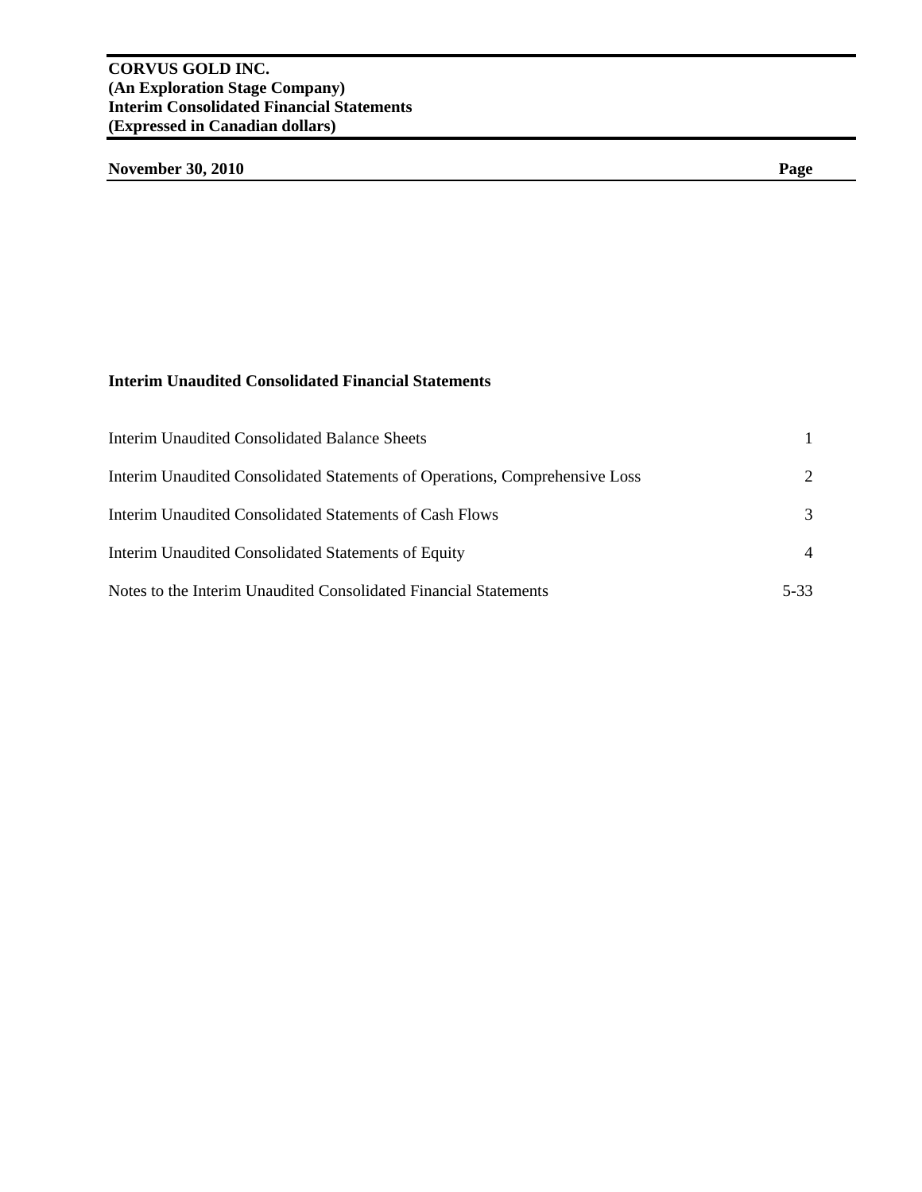**CORVUS GOLD INC.**
**(An Exploration Stage Company)**
**Interim Consolidated Financial Statements**
**(Expressed in Canadian dollars)**

| **November 30, 2010** | **Page** |
|---|---|

**Interim Unaudited Consolidated Financial Statements**

| | |
|---|---|
| Interim Unaudited Consolidated Balance Sheets | 1 |
| Interim Unaudited Consolidated Statements of Operations, Comprehensive Loss | 2 |
| Interim Unaudited Consolidated Statements of Cash Flows | 3 |
| Interim Unaudited Consolidated Statements of Equity | 4 |
| Notes to the Interim Unaudited Consolidated Financial Statements | 5-33 |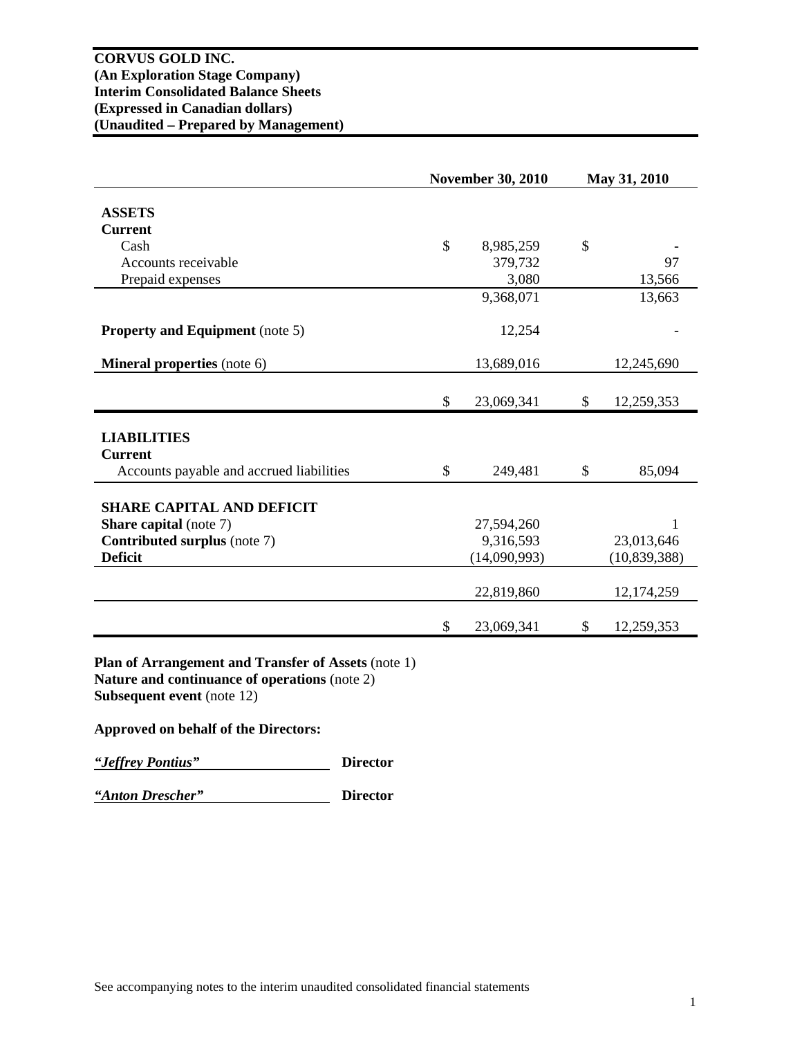**CORVUS GOLD INC.**
**(An Exploration Stage Company)**
**Interim Consolidated Balance Sheets**
**(Expressed in Canadian dollars)**
**(Unaudited – Prepared by Management)**

| | November 30, 2010 | May 31, 2010 |
|---|---|---|
| **ASSETS** | | |
| **Current** | | |
| Cash | $ 8,985,259 | $ - |
| Accounts receivable | 379,732 | 97 |
| Prepaid expenses | 3,080 | 13,566 |
| | 9,368,071 | 13,663 |
| **Property and Equipment** (note 5) | 12,254 | - |
| **Mineral properties** (note 6) | 13,689,016 | 12,245,690 |
| | $ 23,069,341 | $ 12,259,353 |
| **LIABILITIES** | | |
| **Current** | | |
| Accounts payable and accrued liabilities | $ 249,481 | $ 85,094 |
| **SHARE CAPITAL AND DEFICIT** | | |
| **Share capital** (note 7) | 27,594,260 | 1 |
| **Contributed surplus** (note 7) | 9,316,593 | 23,013,646 |
| **Deficit** | (14,090,993) | (10,839,388) |
| | 22,819,860 | 12,174,259 |
| | $ 23,069,341 | $ 12,259,353 |

**Plan of Arrangement and Transfer of Assets** (note 1)
**Nature and continuance of operations** (note 2)
**Subsequent event** (note 12)

**Approved on behalf of the Directors:**

*"Jeffrey Pontius"* **Director**

*"Anton Drescher"* **Director**

See accompanying notes to the interim unaudited consolidated financial statements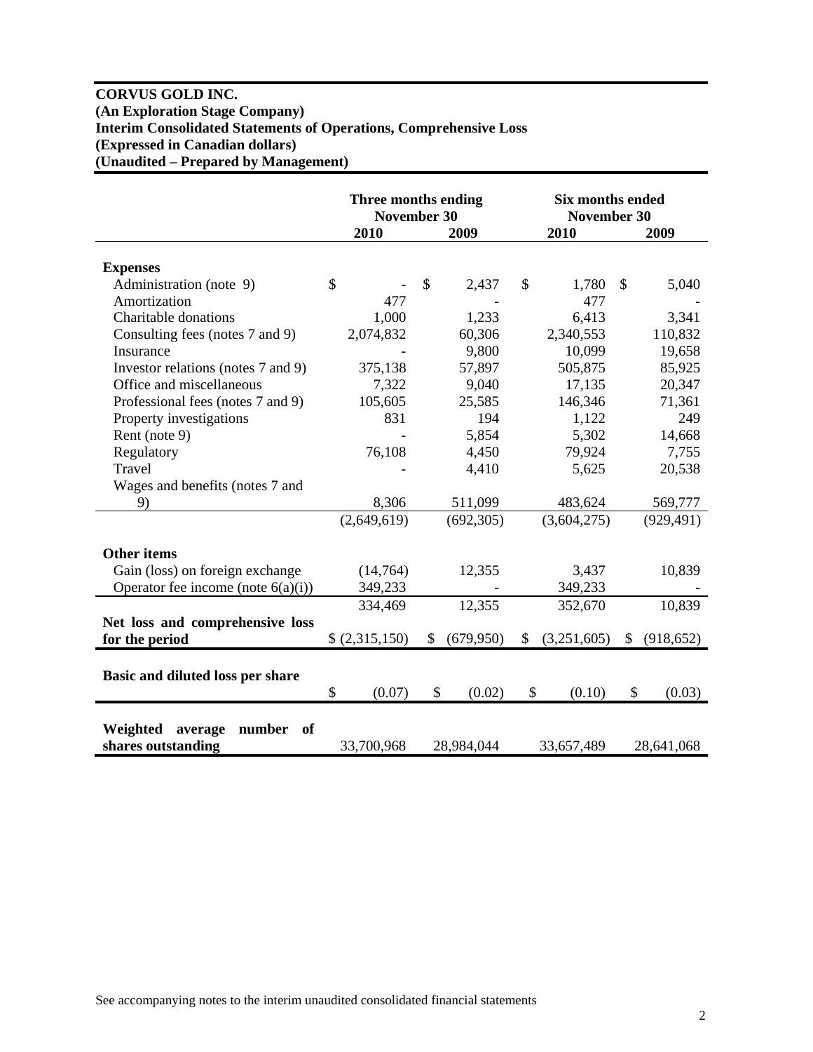**CORVUS GOLD INC.**
**(An Exploration Stage Company)**
**Interim Consolidated Statements of Operations, Comprehensive Loss**
**(Expressed in Canadian dollars)**
**(Unaudited – Prepared by Management)**

| | Three months ending November 30 | | Six months ended November 30 | |
|---|---|---|---|---|
| | 2010 | 2009 | 2010 | 2009 |
| **Expenses** | | | | |
| Administration (note 9) | $ - | $ 2,437 | $ 1,780 | $ 5,040 |
| Amortization | 477 | - | 477 | - |
| Charitable donations | 1,000 | 1,233 | 6,413 | 3,341 |
| Consulting fees (notes 7 and 9) | 2,074,832 | 60,306 | 2,340,553 | 110,832 |
| Insurance | - | 9,800 | 10,099 | 19,658 |
| Investor relations (notes 7 and 9) | 375,138 | 57,897 | 505,875 | 85,925 |
| Office and miscellaneous | 7,322 | 9,040 | 17,135 | 20,347 |
| Professional fees (notes 7 and 9) | 105,605 | 25,585 | 146,346 | 71,361 |
| Property investigations | 831 | 194 | 1,122 | 249 |
| Rent (note 9) | - | 5,854 | 5,302 | 14,668 |
| Regulatory | 76,108 | 4,450 | 79,924 | 7,755 |
| Travel | - | 4,410 | 5,625 | 20,538 |
| Wages and benefits (notes 7 and 9) | 8,306 | 511,099 | 483,624 | 569,777 |
| | (2,649,619) | (692,305) | (3,604,275) | (929,491) |
| **Other items** | | | | |
| Gain (loss) on foreign exchange | (14,764) | 12,355 | 3,437 | 10,839 |
| Operator fee income (note 6(a)(i)) | 349,233 | - | 349,233 | - |
| | 334,469 | 12,355 | 352,670 | 10,839 |
| **Net loss and comprehensive loss for the period** | $ (2,315,150) | $ (679,950) | $ (3,251,605) | $ (918,652) |
| **Basic and diluted loss per share** | $ (0.07) | $ (0.02) | $ (0.10) | $ (0.03) |
| **Weighted average number of shares outstanding** | 33,700,968 | 28,984,044 | 33,657,489 | 28,641,068 |

See accompanying notes to the interim unaudited consolidated financial statements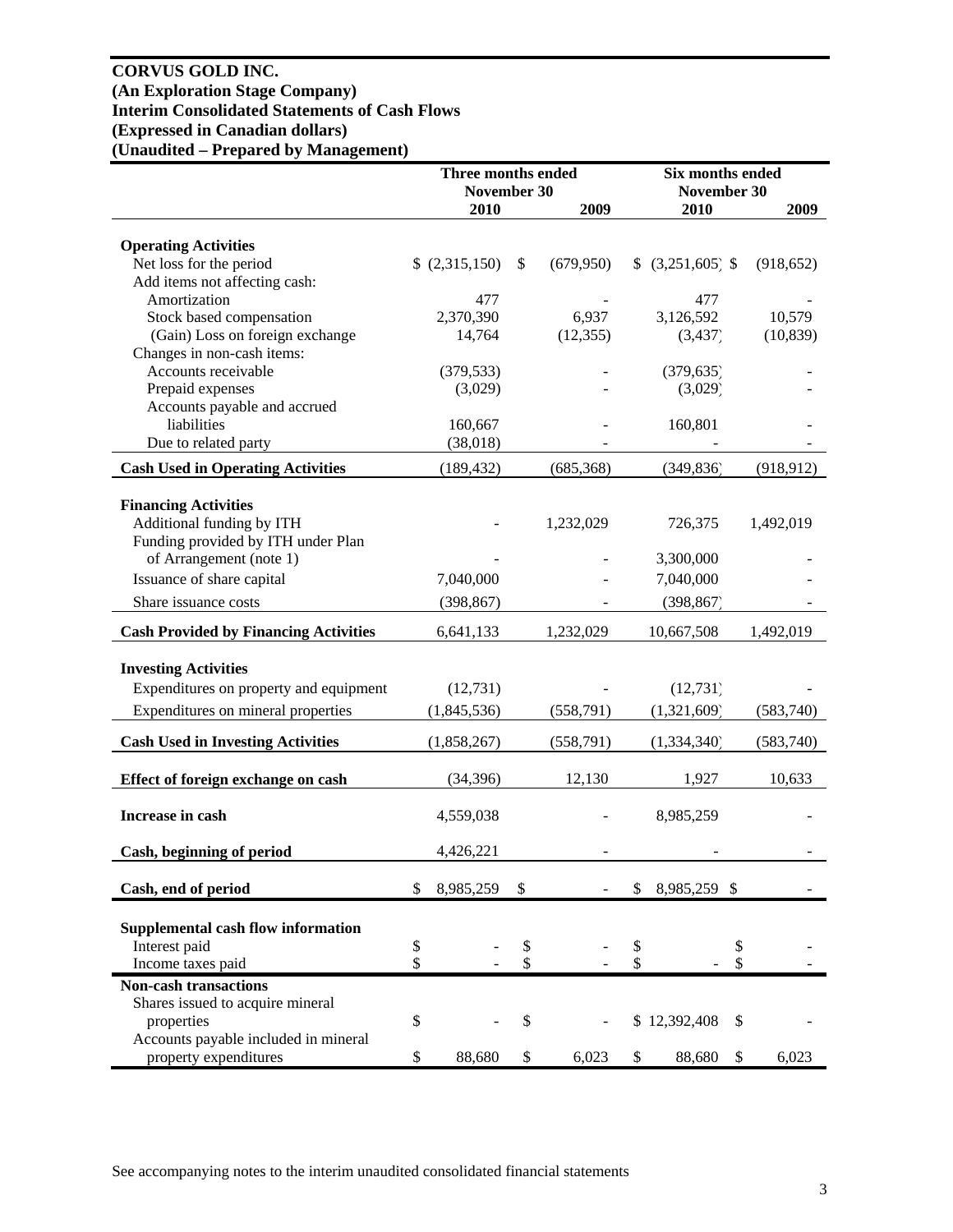**CORVUS GOLD INC.**
**(An Exploration Stage Company)**
**Interim Consolidated Statements of Cash Flows**
**(Expressed in Canadian dollars)**
**(Unaudited – Prepared by Management)**

| | Three months ended November 30 | | Six months ended November 30 | |
|---|---|---|---|---|
| | 2010 | 2009 | 2010 | 2009 |
| **Operating Activities** | | | | |
| Net loss for the period | $ (2,315,150) | $ (679,950) | $ (3,251,605) | $ (918,652) |
| Add items not affecting cash: | | | | |
| Amortization | 477 | - | 477 | - |
| Stock based compensation | 2,370,390 | 6,937 | 3,126,592 | 10,579 |
| (Gain) Loss on foreign exchange | 14,764 | (12,355) | (3,437) | (10,839) |
| Changes in non-cash items: | | | | |
| Accounts receivable | (379,533) | - | (379,635) | - |
| Prepaid expenses | (3,029) | - | (3,029) | - |
| Accounts payable and accrued liabilities | 160,667 | - | 160,801 | - |
| Due to related party | (38,018) | - | - | - |
| **Cash Used in Operating Activities** | (189,432) | (685,368) | (349,836) | (918,912) |
| **Financing Activities** | | | | |
| Additional funding by ITH | - | 1,232,029 | 726,375 | 1,492,019 |
| Funding provided by ITH under Plan of Arrangement (note 1) | - | - | 3,300,000 | - |
| Issuance of share capital | 7,040,000 | - | 7,040,000 | - |
| Share issuance costs | (398,867) | - | (398,867) | - |
| **Cash Provided by Financing Activities** | 6,641,133 | 1,232,029 | 10,667,508 | 1,492,019 |
| **Investing Activities** | | | | |
| Expenditures on property and equipment | (12,731) | - | (12,731) | - |
| Expenditures on mineral properties | (1,845,536) | (558,791) | (1,321,609) | (583,740) |
| **Cash Used in Investing Activities** | (1,858,267) | (558,791) | (1,334,340) | (583,740) |
| **Effect of foreign exchange on cash** | (34,396) | 12,130 | 1,927 | 10,633 |
| **Increase in cash** | 4,559,038 | - | 8,985,259 | - |
| **Cash, beginning of period** | 4,426,221 | - | - | - |
| **Cash, end of period** | $ 8,985,259 | $ - | $ 8,985,259 | $ - |
| **Supplemental cash flow information** | | | | |
| Interest paid | $ - | $ - | $ | $ - |
| Income taxes paid | $ - | $ - | $ - | $ - |
| **Non-cash transactions** | | | | |
| Shares issued to acquire mineral properties | $ - | $ - | $ 12,392,408 | $ - |
| Accounts payable included in mineral property expenditures | $ 88,680 | $ 6,023 | $ 88,680 | $ 6,023 |

See accompanying notes to the interim unaudited consolidated financial statements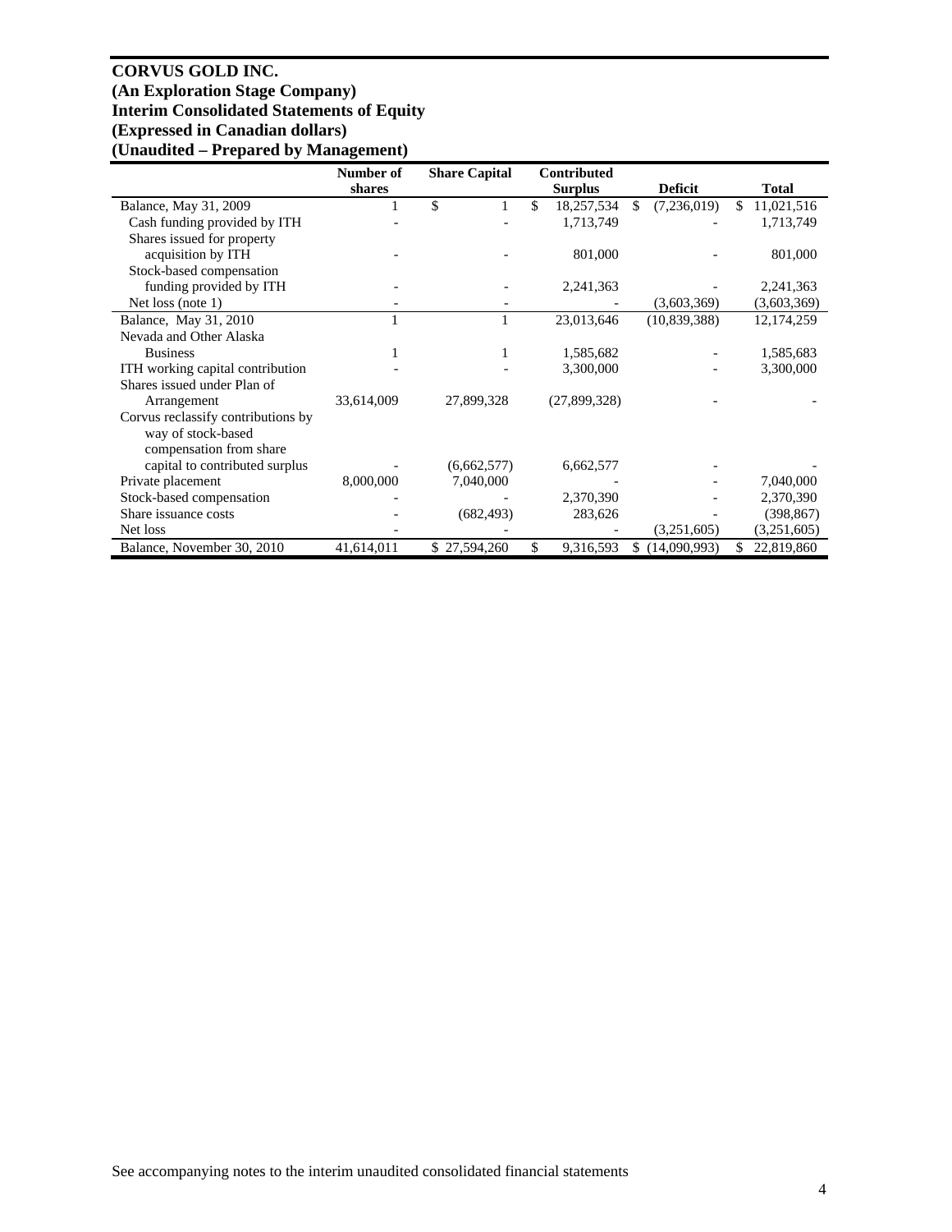# CORVUS GOLD INC.
## (An Exploration Stage Company)
## Interim Consolidated Statements of Equity
## (Expressed in Canadian dollars)
## (Unaudited – Prepared by Management)

| | Number of shares | Share Capital | Contributed Surplus | Deficit | Total |
|---|---|---|---|---|---|
| Balance, May 31, 2009 | 1 | $ 1 | $ 18,257,534 | $ (7,236,019) | $ 11,021,516 |
| Cash funding provided by ITH | - | - | 1,713,749 | - | 1,713,749 |
| Shares issued for property acquisition by ITH | - | - | 801,000 | - | 801,000 |
| Stock-based compensation funding provided by ITH | - | - | 2,241,363 | - | 2,241,363 |
| Net loss (note 1) | - | - | - | (3,603,369) | (3,603,369) |
| Balance, May 31, 2010 | 1 | 1 | 23,013,646 | (10,839,388) | 12,174,259 |
| Nevada and Other Alaska Business | 1 | 1 | 1,585,682 | - | 1,585,683 |
| ITH working capital contribution | - | - | 3,300,000 | - | 3,300,000 |
| Shares issued under Plan of Arrangement | 33,614,009 | 27,899,328 | (27,899,328) | - | - |
| Corvus reclassify contributions by way of stock-based compensation from share capital to contributed surplus | - | (6,662,577) | 6,662,577 | - | - |
| Private placement | 8,000,000 | 7,040,000 | - | - | 7,040,000 |
| Stock-based compensation | - | - | 2,370,390 | - | 2,370,390 |
| Share issuance costs | - | (682,493) | 283,626 | - | (398,867) |
| Net loss | - | - | - | (3,251,605) | (3,251,605) |
| Balance, November 30, 2010 | 41,614,011 | $ 27,594,260 | $ 9,316,593 | $ (14,090,993) | $ 22,819,860 |

See accompanying notes to the interim unaudited consolidated financial statements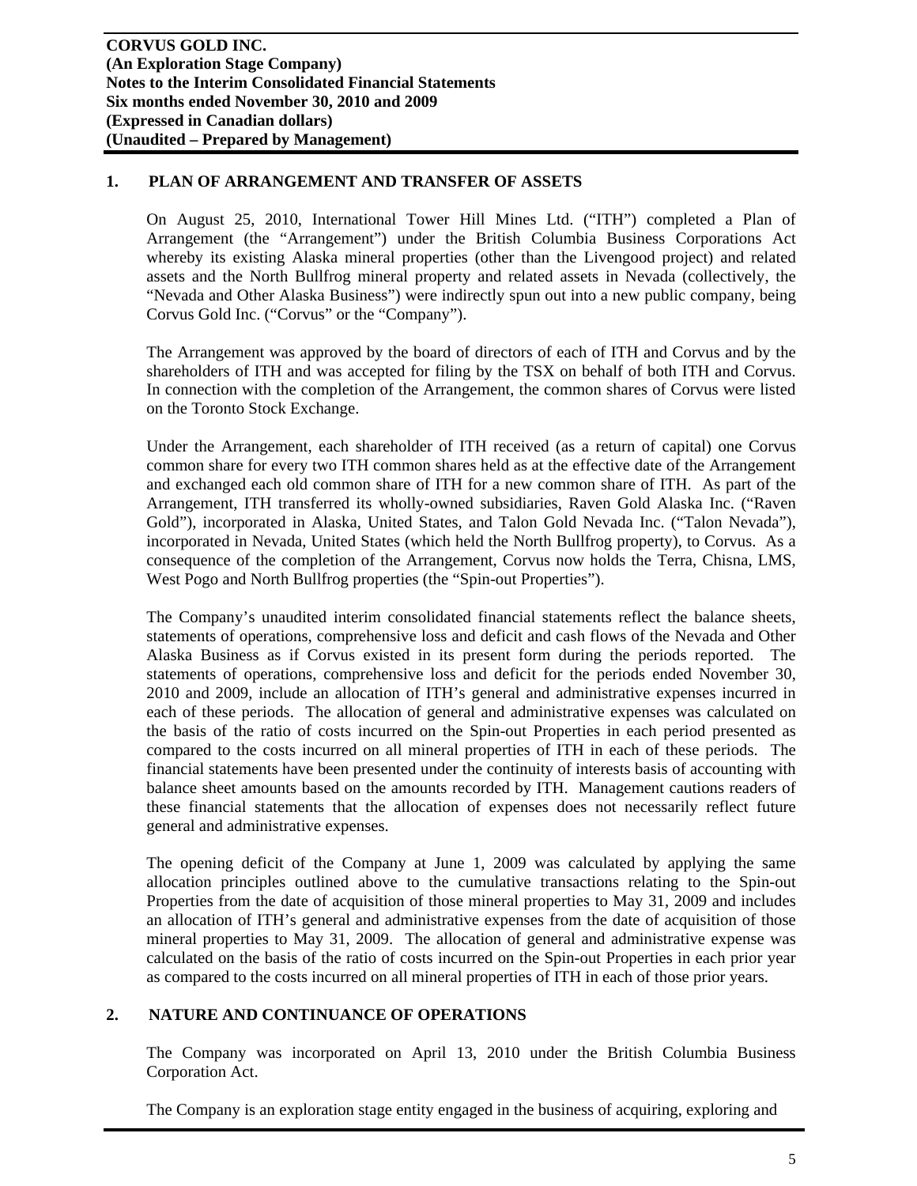**CORVUS GOLD INC.**
**(An Exploration Stage Company)**
**Notes to the Interim Consolidated Financial Statements**
**Six months ended November 30, 2010 and 2009**
**(Expressed in Canadian dollars)**
**(Unaudited – Prepared by Management)**

## 1. PLAN OF ARRANGEMENT AND TRANSFER OF ASSETS

On August 25, 2010, International Tower Hill Mines Ltd. ("ITH") completed a Plan of Arrangement (the "Arrangement") under the British Columbia Business Corporations Act whereby its existing Alaska mineral properties (other than the Livengood project) and related assets and the North Bullfrog mineral property and related assets in Nevada (collectively, the "Nevada and Other Alaska Business") were indirectly spun out into a new public company, being Corvus Gold Inc. ("Corvus" or the "Company").

The Arrangement was approved by the board of directors of each of ITH and Corvus and by the shareholders of ITH and was accepted for filing by the TSX on behalf of both ITH and Corvus. In connection with the completion of the Arrangement, the common shares of Corvus were listed on the Toronto Stock Exchange.

Under the Arrangement, each shareholder of ITH received (as a return of capital) one Corvus common share for every two ITH common shares held as at the effective date of the Arrangement and exchanged each old common share of ITH for a new common share of ITH. As part of the Arrangement, ITH transferred its wholly-owned subsidiaries, Raven Gold Alaska Inc. ("Raven Gold"), incorporated in Alaska, United States, and Talon Gold Nevada Inc. ("Talon Nevada"), incorporated in Nevada, United States (which held the North Bullfrog property), to Corvus. As a consequence of the completion of the Arrangement, Corvus now holds the Terra, Chisna, LMS, West Pogo and North Bullfrog properties (the "Spin-out Properties").

The Company's unaudited interim consolidated financial statements reflect the balance sheets, statements of operations, comprehensive loss and deficit and cash flows of the Nevada and Other Alaska Business as if Corvus existed in its present form during the periods reported. The statements of operations, comprehensive loss and deficit for the periods ended November 30, 2010 and 2009, include an allocation of ITH's general and administrative expenses incurred in each of these periods. The allocation of general and administrative expenses was calculated on the basis of the ratio of costs incurred on the Spin-out Properties in each period presented as compared to the costs incurred on all mineral properties of ITH in each of these periods. The financial statements have been presented under the continuity of interests basis of accounting with balance sheet amounts based on the amounts recorded by ITH. Management cautions readers of these financial statements that the allocation of expenses does not necessarily reflect future general and administrative expenses.

The opening deficit of the Company at June 1, 2009 was calculated by applying the same allocation principles outlined above to the cumulative transactions relating to the Spin-out Properties from the date of acquisition of those mineral properties to May 31, 2009 and includes an allocation of ITH's general and administrative expenses from the date of acquisition of those mineral properties to May 31, 2009. The allocation of general and administrative expense was calculated on the basis of the ratio of costs incurred on the Spin-out Properties in each prior year as compared to the costs incurred on all mineral properties of ITH in each of those prior years.

## 2. NATURE AND CONTINUANCE OF OPERATIONS

The Company was incorporated on April 13, 2010 under the British Columbia Business Corporation Act.

The Company is an exploration stage entity engaged in the business of acquiring, exploring and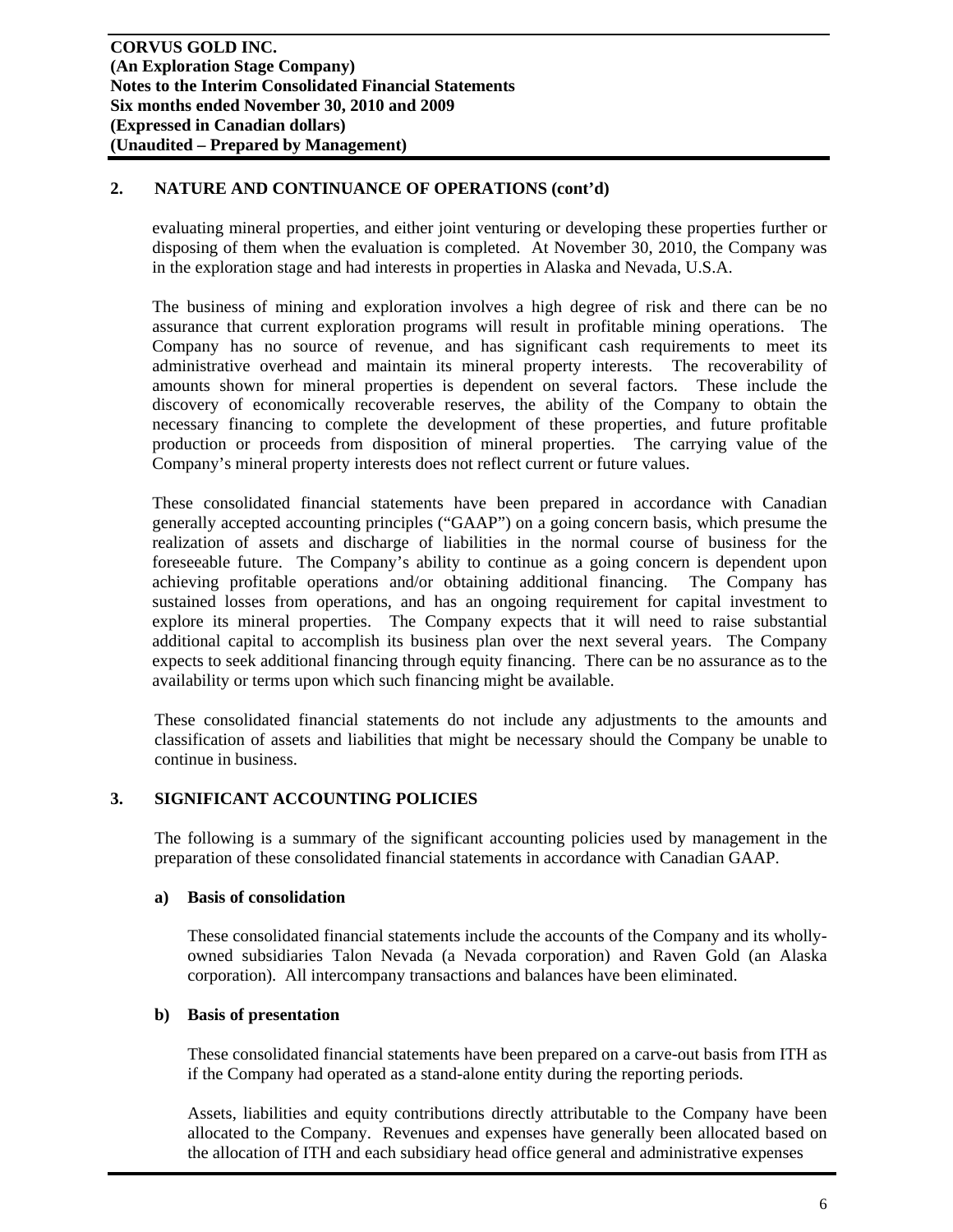## 2. NATURE AND CONTINUANCE OF OPERATIONS (cont'd)

evaluating mineral properties, and either joint venturing or developing these properties further or disposing of them when the evaluation is completed. At November 30, 2010, the Company was in the exploration stage and had interests in properties in Alaska and Nevada, U.S.A.

The business of mining and exploration involves a high degree of risk and there can be no assurance that current exploration programs will result in profitable mining operations. The Company has no source of revenue, and has significant cash requirements to meet its administrative overhead and maintain its mineral property interests. The recoverability of amounts shown for mineral properties is dependent on several factors. These include the discovery of economically recoverable reserves, the ability of the Company to obtain the necessary financing to complete the development of these properties, and future profitable production or proceeds from disposition of mineral properties. The carrying value of the Company's mineral property interests does not reflect current or future values.

These consolidated financial statements have been prepared in accordance with Canadian generally accepted accounting principles ("GAAP") on a going concern basis, which presume the realization of assets and discharge of liabilities in the normal course of business for the foreseeable future. The Company's ability to continue as a going concern is dependent upon achieving profitable operations and/or obtaining additional financing. The Company has sustained losses from operations, and has an ongoing requirement for capital investment to explore its mineral properties. The Company expects that it will need to raise substantial additional capital to accomplish its business plan over the next several years. The Company expects to seek additional financing through equity financing. There can be no assurance as to the availability or terms upon which such financing might be available.

These consolidated financial statements do not include any adjustments to the amounts and classification of assets and liabilities that might be necessary should the Company be unable to continue in business.

## 3. SIGNIFICANT ACCOUNTING POLICIES

The following is a summary of the significant accounting policies used by management in the preparation of these consolidated financial statements in accordance with Canadian GAAP.

### a) Basis of consolidation

These consolidated financial statements include the accounts of the Company and its wholly-owned subsidiaries Talon Nevada (a Nevada corporation) and Raven Gold (an Alaska corporation). All intercompany transactions and balances have been eliminated.

### b) Basis of presentation

These consolidated financial statements have been prepared on a carve-out basis from ITH as if the Company had operated as a stand-alone entity during the reporting periods.

Assets, liabilities and equity contributions directly attributable to the Company have been allocated to the Company. Revenues and expenses have generally been allocated based on the allocation of ITH and each subsidiary head office general and administrative expenses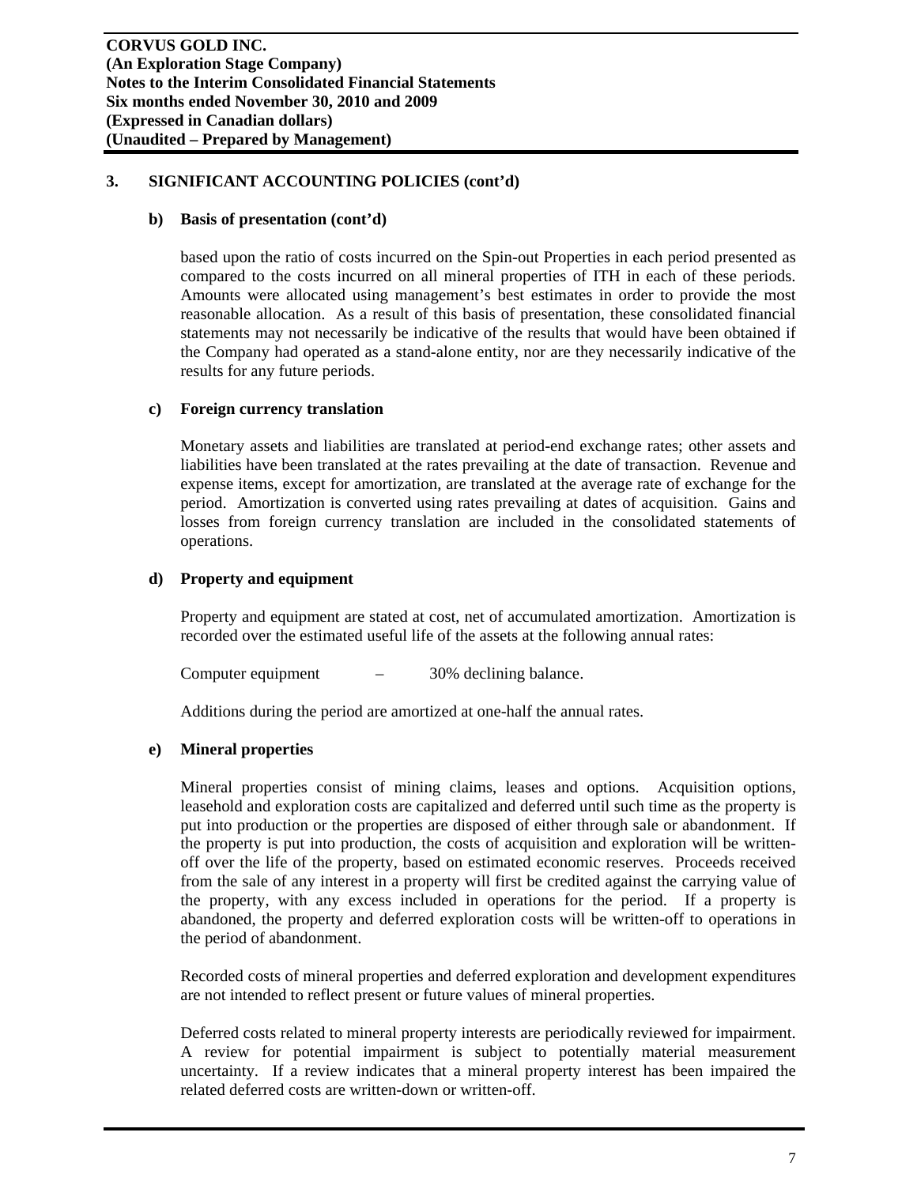## 3. SIGNIFICANT ACCOUNTING POLICIES (cont'd)

### b) Basis of presentation (cont'd)

based upon the ratio of costs incurred on the Spin-out Properties in each period presented as compared to the costs incurred on all mineral properties of ITH in each of these periods. Amounts were allocated using management's best estimates in order to provide the most reasonable allocation. As a result of this basis of presentation, these consolidated financial statements may not necessarily be indicative of the results that would have been obtained if the Company had operated as a stand-alone entity, nor are they necessarily indicative of the results for any future periods.

### c) Foreign currency translation

Monetary assets and liabilities are translated at period-end exchange rates; other assets and liabilities have been translated at the rates prevailing at the date of transaction. Revenue and expense items, except for amortization, are translated at the average rate of exchange for the period. Amortization is converted using rates prevailing at dates of acquisition. Gains and losses from foreign currency translation are included in the consolidated statements of operations.

### d) Property and equipment

Property and equipment are stated at cost, net of accumulated amortization. Amortization is recorded over the estimated useful life of the assets at the following annual rates:

Computer equipment – 30% declining balance.

Additions during the period are amortized at one-half the annual rates.

### e) Mineral properties

Mineral properties consist of mining claims, leases and options. Acquisition options, leasehold and exploration costs are capitalized and deferred until such time as the property is put into production or the properties are disposed of either through sale or abandonment. If the property is put into production, the costs of acquisition and exploration will be written-off over the life of the property, based on estimated economic reserves. Proceeds received from the sale of any interest in a property will first be credited against the carrying value of the property, with any excess included in operations for the period. If a property is abandoned, the property and deferred exploration costs will be written-off to operations in the period of abandonment.

Recorded costs of mineral properties and deferred exploration and development expenditures are not intended to reflect present or future values of mineral properties.

Deferred costs related to mineral property interests are periodically reviewed for impairment. A review for potential impairment is subject to potentially material measurement uncertainty. If a review indicates that a mineral property interest has been impaired the related deferred costs are written-down or written-off.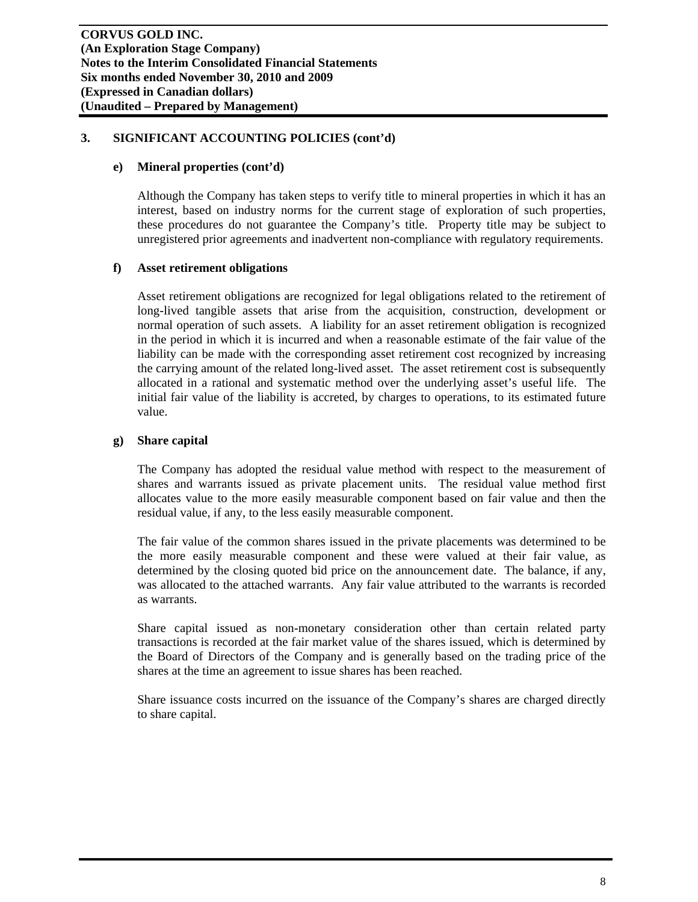## 3. SIGNIFICANT ACCOUNTING POLICIES (cont'd)

### e) Mineral properties (cont'd)

Although the Company has taken steps to verify title to mineral properties in which it has an interest, based on industry norms for the current stage of exploration of such properties, these procedures do not guarantee the Company's title. Property title may be subject to unregistered prior agreements and inadvertent non-compliance with regulatory requirements.

### f) Asset retirement obligations

Asset retirement obligations are recognized for legal obligations related to the retirement of long-lived tangible assets that arise from the acquisition, construction, development or normal operation of such assets. A liability for an asset retirement obligation is recognized in the period in which it is incurred and when a reasonable estimate of the fair value of the liability can be made with the corresponding asset retirement cost recognized by increasing the carrying amount of the related long-lived asset. The asset retirement cost is subsequently allocated in a rational and systematic method over the underlying asset's useful life. The initial fair value of the liability is accreted, by charges to operations, to its estimated future value.

### g) Share capital

The Company has adopted the residual value method with respect to the measurement of shares and warrants issued as private placement units. The residual value method first allocates value to the more easily measurable component based on fair value and then the residual value, if any, to the less easily measurable component.

The fair value of the common shares issued in the private placements was determined to be the more easily measurable component and these were valued at their fair value, as determined by the closing quoted bid price on the announcement date. The balance, if any, was allocated to the attached warrants. Any fair value attributed to the warrants is recorded as warrants.

Share capital issued as non-monetary consideration other than certain related party transactions is recorded at the fair market value of the shares issued, which is determined by the Board of Directors of the Company and is generally based on the trading price of the shares at the time an agreement to issue shares has been reached.

Share issuance costs incurred on the issuance of the Company's shares are charged directly to share capital.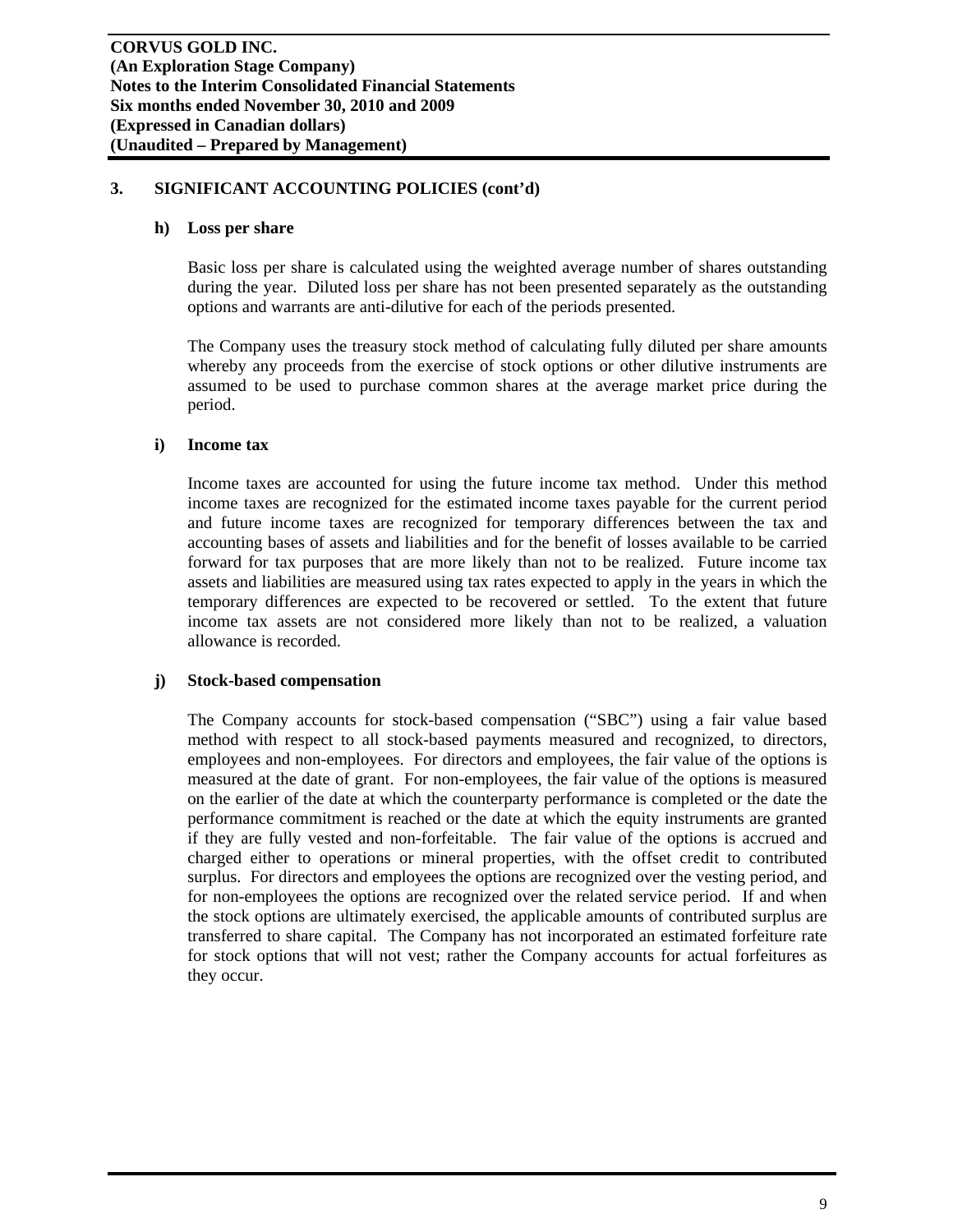## 3. SIGNIFICANT ACCOUNTING POLICIES (cont'd)

### h) Loss per share

Basic loss per share is calculated using the weighted average number of shares outstanding during the year. Diluted loss per share has not been presented separately as the outstanding options and warrants are anti-dilutive for each of the periods presented.

The Company uses the treasury stock method of calculating fully diluted per share amounts whereby any proceeds from the exercise of stock options or other dilutive instruments are assumed to be used to purchase common shares at the average market price during the period.

### i) Income tax

Income taxes are accounted for using the future income tax method. Under this method income taxes are recognized for the estimated income taxes payable for the current period and future income taxes are recognized for temporary differences between the tax and accounting bases of assets and liabilities and for the benefit of losses available to be carried forward for tax purposes that are more likely than not to be realized. Future income tax assets and liabilities are measured using tax rates expected to apply in the years in which the temporary differences are expected to be recovered or settled. To the extent that future income tax assets are not considered more likely than not to be realized, a valuation allowance is recorded.

### j) Stock-based compensation

The Company accounts for stock-based compensation ("SBC") using a fair value based method with respect to all stock-based payments measured and recognized, to directors, employees and non-employees. For directors and employees, the fair value of the options is measured at the date of grant. For non-employees, the fair value of the options is measured on the earlier of the date at which the counterparty performance is completed or the date the performance commitment is reached or the date at which the equity instruments are granted if they are fully vested and non-forfeitable. The fair value of the options is accrued and charged either to operations or mineral properties, with the offset credit to contributed surplus. For directors and employees the options are recognized over the vesting period, and for non-employees the options are recognized over the related service period. If and when the stock options are ultimately exercised, the applicable amounts of contributed surplus are transferred to share capital. The Company has not incorporated an estimated forfeiture rate for stock options that will not vest; rather the Company accounts for actual forfeitures as they occur.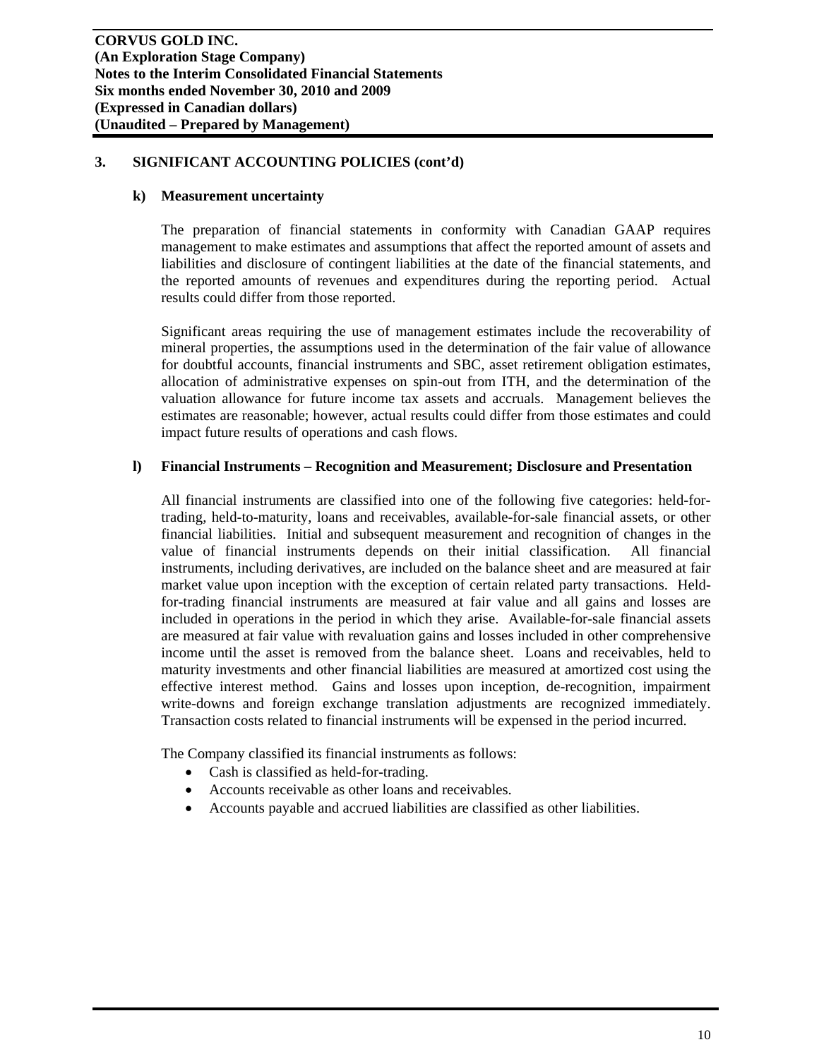## 3. SIGNIFICANT ACCOUNTING POLICIES (cont'd)

### k) Measurement uncertainty

The preparation of financial statements in conformity with Canadian GAAP requires management to make estimates and assumptions that affect the reported amount of assets and liabilities and disclosure of contingent liabilities at the date of the financial statements, and the reported amounts of revenues and expenditures during the reporting period. Actual results could differ from those reported.

Significant areas requiring the use of management estimates include the recoverability of mineral properties, the assumptions used in the determination of the fair value of allowance for doubtful accounts, financial instruments and SBC, asset retirement obligation estimates, allocation of administrative expenses on spin-out from ITH, and the determination of the valuation allowance for future income tax assets and accruals. Management believes the estimates are reasonable; however, actual results could differ from those estimates and could impact future results of operations and cash flows.

### l) Financial Instruments – Recognition and Measurement; Disclosure and Presentation

All financial instruments are classified into one of the following five categories: held-for-trading, held-to-maturity, loans and receivables, available-for-sale financial assets, or other financial liabilities. Initial and subsequent measurement and recognition of changes in the value of financial instruments depends on their initial classification. All financial instruments, including derivatives, are included on the balance sheet and are measured at fair market value upon inception with the exception of certain related party transactions. Held-for-trading financial instruments are measured at fair value and all gains and losses are included in operations in the period in which they arise. Available-for-sale financial assets are measured at fair value with revaluation gains and losses included in other comprehensive income until the asset is removed from the balance sheet. Loans and receivables, held to maturity investments and other financial liabilities are measured at amortized cost using the effective interest method. Gains and losses upon inception, de-recognition, impairment write-downs and foreign exchange translation adjustments are recognized immediately. Transaction costs related to financial instruments will be expensed in the period incurred.

The Company classified its financial instruments as follows:

- Cash is classified as held-for-trading.
- Accounts receivable as other loans and receivables.
- Accounts payable and accrued liabilities are classified as other liabilities.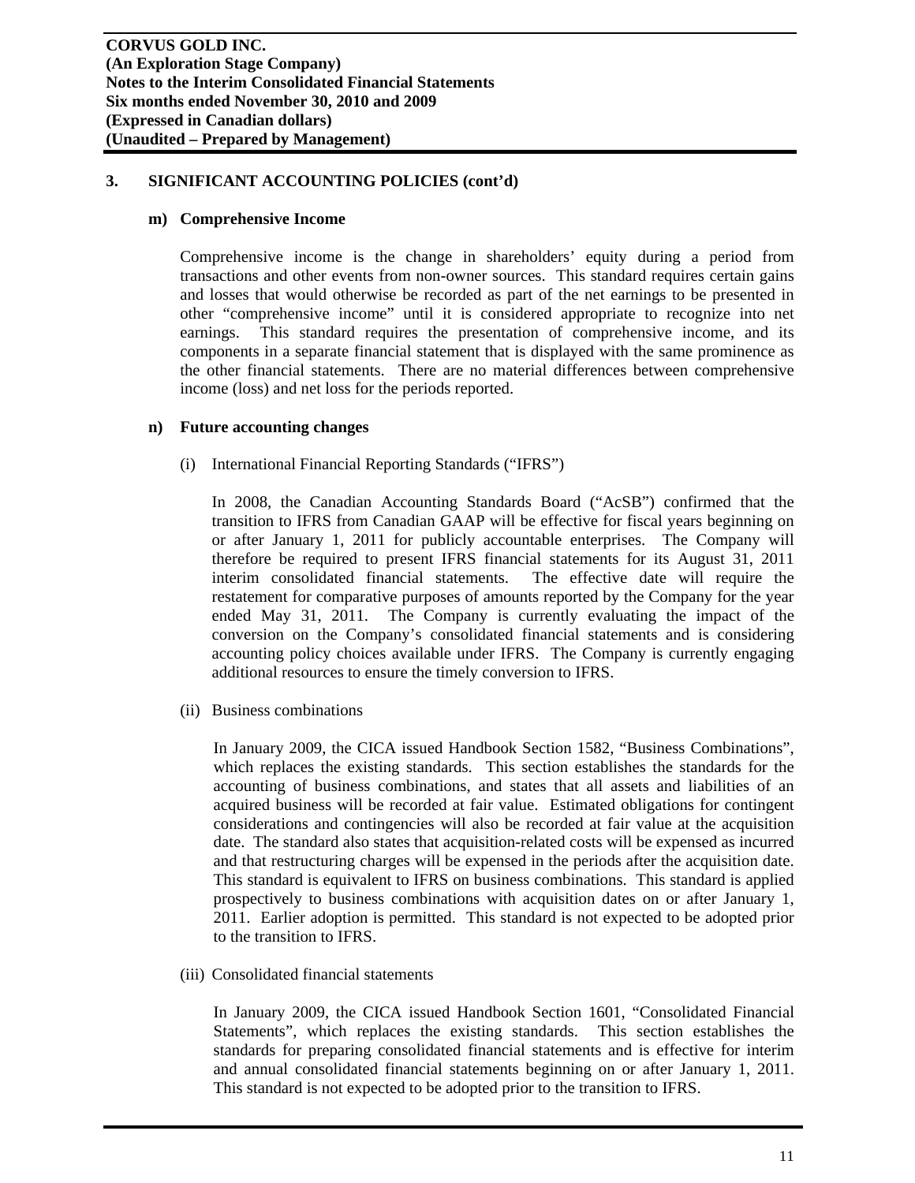## 3. SIGNIFICANT ACCOUNTING POLICIES (cont'd)

### m) Comprehensive Income

Comprehensive income is the change in shareholders' equity during a period from transactions and other events from non-owner sources. This standard requires certain gains and losses that would otherwise be recorded as part of the net earnings to be presented in other "comprehensive income" until it is considered appropriate to recognize into net earnings. This standard requires the presentation of comprehensive income, and its components in a separate financial statement that is displayed with the same prominence as the other financial statements. There are no material differences between comprehensive income (loss) and net loss for the periods reported.

### n) Future accounting changes

(i) International Financial Reporting Standards ("IFRS")

In 2008, the Canadian Accounting Standards Board ("AcSB") confirmed that the transition to IFRS from Canadian GAAP will be effective for fiscal years beginning on or after January 1, 2011 for publicly accountable enterprises. The Company will therefore be required to present IFRS financial statements for its August 31, 2011 interim consolidated financial statements. The effective date will require the restatement for comparative purposes of amounts reported by the Company for the year ended May 31, 2011. The Company is currently evaluating the impact of the conversion on the Company's consolidated financial statements and is considering accounting policy choices available under IFRS. The Company is currently engaging additional resources to ensure the timely conversion to IFRS.

(ii) Business combinations

In January 2009, the CICA issued Handbook Section 1582, "Business Combinations", which replaces the existing standards. This section establishes the standards for the accounting of business combinations, and states that all assets and liabilities of an acquired business will be recorded at fair value. Estimated obligations for contingent considerations and contingencies will also be recorded at fair value at the acquisition date. The standard also states that acquisition-related costs will be expensed as incurred and that restructuring charges will be expensed in the periods after the acquisition date. This standard is equivalent to IFRS on business combinations. This standard is applied prospectively to business combinations with acquisition dates on or after January 1, 2011. Earlier adoption is permitted. This standard is not expected to be adopted prior to the transition to IFRS.

(iii) Consolidated financial statements

In January 2009, the CICA issued Handbook Section 1601, "Consolidated Financial Statements", which replaces the existing standards. This section establishes the standards for preparing consolidated financial statements and is effective for interim and annual consolidated financial statements beginning on or after January 1, 2011. This standard is not expected to be adopted prior to the transition to IFRS.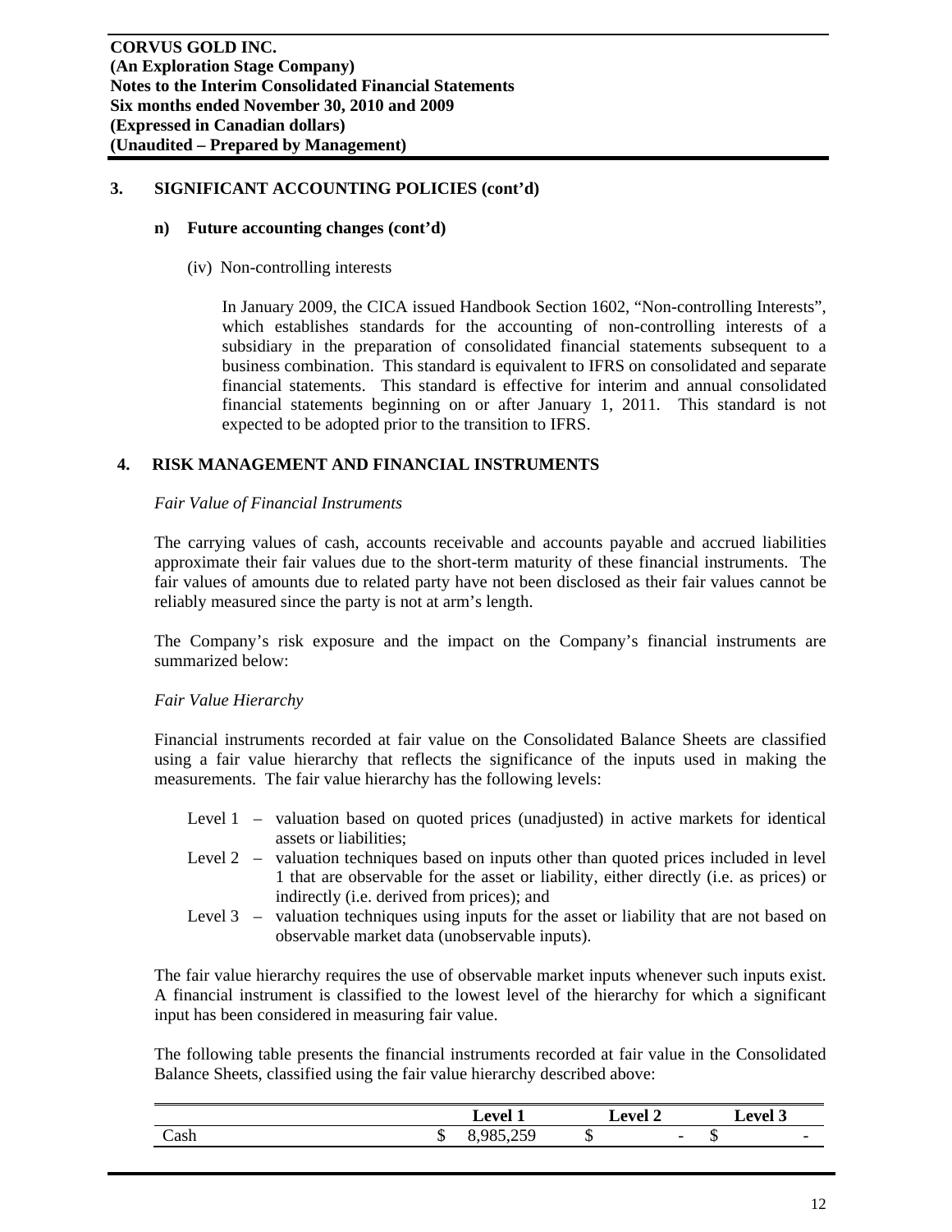## 3. SIGNIFICANT ACCOUNTING POLICIES (cont'd)

### n) Future accounting changes (cont'd)

(iv) Non-controlling interests

In January 2009, the CICA issued Handbook Section 1602, "Non-controlling Interests", which establishes standards for the accounting of non-controlling interests of a subsidiary in the preparation of consolidated financial statements subsequent to a business combination. This standard is equivalent to IFRS on consolidated and separate financial statements. This standard is effective for interim and annual consolidated financial statements beginning on or after January 1, 2011. This standard is not expected to be adopted prior to the transition to IFRS.

## 4. RISK MANAGEMENT AND FINANCIAL INSTRUMENTS

*Fair Value of Financial Instruments*

The carrying values of cash, accounts receivable and accounts payable and accrued liabilities approximate their fair values due to the short-term maturity of these financial instruments. The fair values of amounts due to related party have not been disclosed as their fair values cannot be reliably measured since the party is not at arm's length.

The Company's risk exposure and the impact on the Company's financial instruments are summarized below:

*Fair Value Hierarchy*

Financial instruments recorded at fair value on the Consolidated Balance Sheets are classified using a fair value hierarchy that reflects the significance of the inputs used in making the measurements. The fair value hierarchy has the following levels:

- Level 1 – valuation based on quoted prices (unadjusted) in active markets for identical assets or liabilities;
- Level 2 – valuation techniques based on inputs other than quoted prices included in level 1 that are observable for the asset or liability, either directly (i.e. as prices) or indirectly (i.e. derived from prices); and
- Level 3 – valuation techniques using inputs for the asset or liability that are not based on observable market data (unobservable inputs).

The fair value hierarchy requires the use of observable market inputs whenever such inputs exist. A financial instrument is classified to the lowest level of the hierarchy for which a significant input has been considered in measuring fair value.

The following table presents the financial instruments recorded at fair value in the Consolidated Balance Sheets, classified using the fair value hierarchy described above:

| | Level 1 | Level 2 | Level 3 |
|---|---|---|---|
| Cash | $ 8,985,259 | $ - | $ - |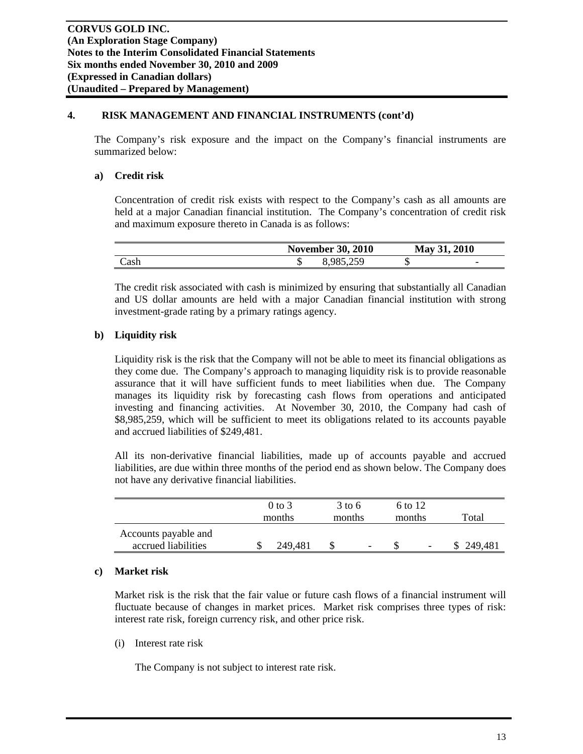## 4. RISK MANAGEMENT AND FINANCIAL INSTRUMENTS (cont'd)

The Company's risk exposure and the impact on the Company's financial instruments are summarized below:

### a) Credit risk

Concentration of credit risk exists with respect to the Company's cash as all amounts are held at a major Canadian financial institution. The Company's concentration of credit risk and maximum exposure thereto in Canada is as follows:

| | November 30, 2010 | May 31, 2010 |
|---|---|---|
| Cash | $ 8,985,259 | $ - |

The credit risk associated with cash is minimized by ensuring that substantially all Canadian and US dollar amounts are held with a major Canadian financial institution with strong investment-grade rating by a primary ratings agency.

### b) Liquidity risk

Liquidity risk is the risk that the Company will not be able to meet its financial obligations as they come due. The Company's approach to managing liquidity risk is to provide reasonable assurance that it will have sufficient funds to meet liabilities when due. The Company manages its liquidity risk by forecasting cash flows from operations and anticipated investing and financing activities. At November 30, 2010, the Company had cash of $8,985,259, which will be sufficient to meet its obligations related to its accounts payable and accrued liabilities of $249,481.

All its non-derivative financial liabilities, made up of accounts payable and accrued liabilities, are due within three months of the period end as shown below. The Company does not have any derivative financial liabilities.

| | 0 to 3 months | 3 to 6 months | 6 to 12 months | Total |
|---|---|---|---|---|
| Accounts payable and accrued liabilities | $ 249,481 | $ - | $ - | $ 249,481 |

### c) Market risk

Market risk is the risk that the fair value or future cash flows of a financial instrument will fluctuate because of changes in market prices. Market risk comprises three types of risk: interest rate risk, foreign currency risk, and other price risk.

(i) Interest rate risk

The Company is not subject to interest rate risk.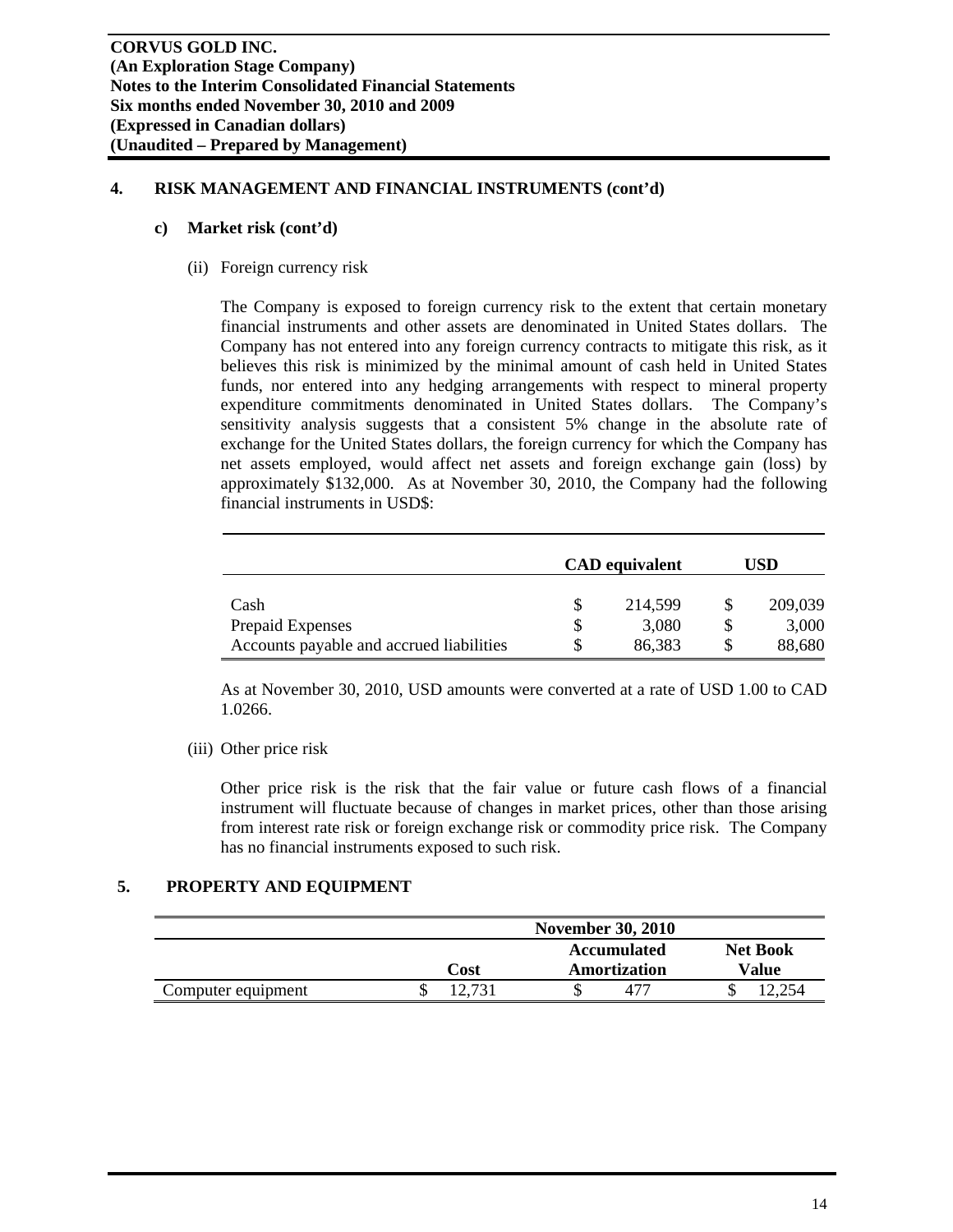**CORVUS GOLD INC.**
**(An Exploration Stage Company)**
**Notes to the Interim Consolidated Financial Statements**
**Six months ended November 30, 2010 and 2009**
**(Expressed in Canadian dollars)**
**(Unaudited – Prepared by Management)**

## 4. RISK MANAGEMENT AND FINANCIAL INSTRUMENTS (cont'd)

### c) Market risk (cont'd)

(ii) Foreign currency risk

The Company is exposed to foreign currency risk to the extent that certain monetary financial instruments and other assets are denominated in United States dollars. The Company has not entered into any foreign currency contracts to mitigate this risk, as it believes this risk is minimized by the minimal amount of cash held in United States funds, nor entered into any hedging arrangements with respect to mineral property expenditure commitments denominated in United States dollars. The Company's sensitivity analysis suggests that a consistent 5% change in the absolute rate of exchange for the United States dollars, the foreign currency for which the Company has net assets employed, would affect net assets and foreign exchange gain (loss) by approximately $132,000. As at November 30, 2010, the Company had the following financial instruments in USD$:

| | CAD equivalent | USD |
|---|---|---|
| Cash | $ 214,599 | $ 209,039 |
| Prepaid Expenses | $ 3,080 | $ 3,000 |
| Accounts payable and accrued liabilities | $ 86,383 | $ 88,680 |

As at November 30, 2010, USD amounts were converted at a rate of USD 1.00 to CAD 1.0266.

(iii) Other price risk

Other price risk is the risk that the fair value or future cash flows of a financial instrument will fluctuate because of changes in market prices, other than those arising from interest rate risk or foreign exchange risk or commodity price risk. The Company has no financial instruments exposed to such risk.

## 5. PROPERTY AND EQUIPMENT

| | November 30, 2010 | | |
|---|---|---|---|
| | Cost | Accumulated Amortization | Net Book Value |
| Computer equipment | $ 12,731 | $ 477 | $ 12,254 |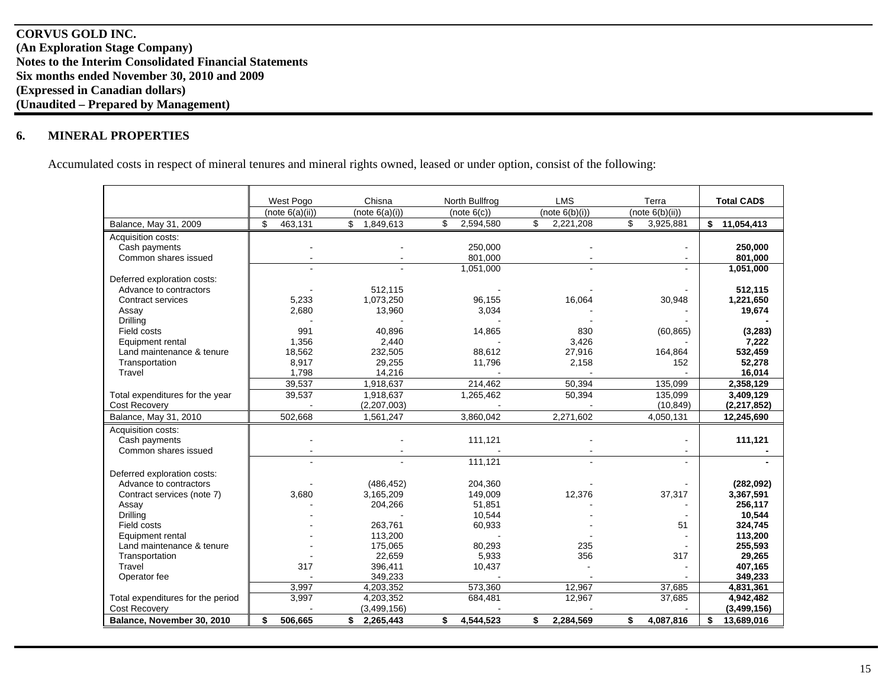**CORVUS GOLD INC.**
**(An Exploration Stage Company)**
**Notes to the Interim Consolidated Financial Statements**
**Six months ended November 30, 2010 and 2009**
**(Expressed in Canadian dollars)**
**(Unaudited – Prepared by Management)**

## 6. MINERAL PROPERTIES

Accumulated costs in respect of mineral tenures and mineral rights owned, leased or under option, consist of the following:

| | West Pogo | Chisna | North Bullfrog | LMS | Terra | **Total CAD$** |
|---|---|---|---|---|---|---|
| | (note 6(a)(ii)) | (note 6(a)(i)) | (note 6(c)) | (note 6(b)(i)) | (note 6(b)(ii)) | |
| Balance, May 31, 2009 | $ 463,131 | $ 1,849,613 | $ 2,594,580 | $ 2,221,208 | $ 3,925,881 | **$ 11,054,413** |
| Acquisition costs: | | | | | | |
| Cash payments | - | - | 250,000 | - | - | **250,000** |
| Common shares issued | - | - | 801,000 | - | - | **801,000** |
| | - | - | 1,051,000 | - | - | **1,051,000** |
| Deferred exploration costs: | | | | | | |
| Advance to contractors | - | 512,115 | - | - | - | **512,115** |
| Contract services | 5,233 | 1,073,250 | 96,155 | 16,064 | 30,948 | **1,221,650** |
| Assay | 2,680 | 13,960 | 3,034 | - | - | **19,674** |
| Drilling | - | - | - | - | - | **-** |
| Field costs | 991 | 40,896 | 14,865 | 830 | (60,865) | **(3,283)** |
| Equipment rental | 1,356 | 2,440 | - | 3,426 | - | **7,222** |
| Land maintenance & tenure | 18,562 | 232,505 | 88,612 | 27,916 | 164,864 | **532,459** |
| Transportation | 8,917 | 29,255 | 11,796 | 2,158 | 152 | **52,278** |
| Travel | 1,798 | 14,216 | - | - | - | **16,014** |
| | 39,537 | 1,918,637 | 214,462 | 50,394 | 135,099 | **2,358,129** |
| Total expenditures for the year | 39,537 | 1,918,637 | 1,265,462 | 50,394 | 135,099 | **3,409,129** |
| Cost Recovery | - | (2,207,003) | - | - | (10,849) | **(2,217,852)** |
| Balance, May 31, 2010 | 502,668 | 1,561,247 | 3,860,042 | 2,271,602 | 4,050,131 | **12,245,690** |
| Acquisition costs: | | | | | | |
| Cash payments | - | - | 111,121 | - | - | **111,121** |
| Common shares issued | - | - | - | - | - | **-** |
| | - | - | 111,121 | - | - | **-** |
| Deferred exploration costs: | | | | | | |
| Advance to contractors | - | (486,452) | 204,360 | - | - | **(282,092)** |
| Contract services (note 7) | 3,680 | 3,165,209 | 149,009 | 12,376 | 37,317 | **3,367,591** |
| Assay | - | 204,266 | 51,851 | - | - | **256,117** |
| Drilling | - | - | 10,544 | - | - | **10,544** |
| Field costs | - | 263,761 | 60,933 | - | 51 | **324,745** |
| Equipment rental | - | 113,200 | - | - | - | **113,200** |
| Land maintenance & tenure | - | 175,065 | 80,293 | 235 | - | **255,593** |
| Transportation | - | 22,659 | 5,933 | 356 | 317 | **29,265** |
| Travel | 317 | 396,411 | 10,437 | - | - | **407,165** |
| Operator fee | - | 349,233 | - | - | - | **349,233** |
| | 3,997 | 4,203,352 | 573,360 | 12,967 | 37,685 | **4,831,361** |
| Total expenditures for the period | 3,997 | 4,203,352 | 684,481 | 12,967 | 37,685 | **4,942,482** |
| Cost Recovery | - | (3,499,156) | - | - | - | **(3,499,156)** |
| **Balance, November 30, 2010** | **$ 506,665** | **$ 2,265,443** | **$ 4,544,523** | **$ 2,284,569** | **$ 4,087,816** | **$ 13,689,016** |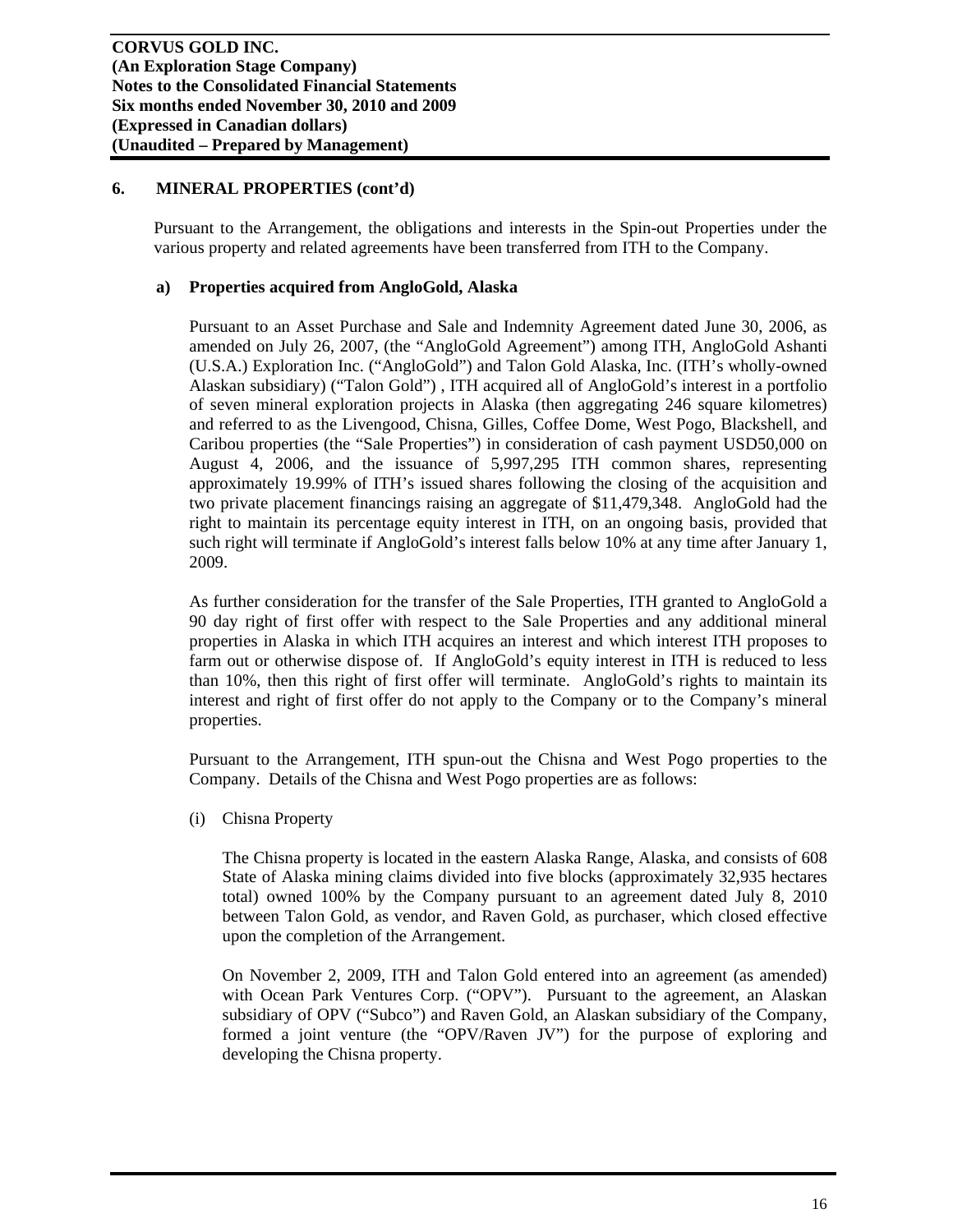## 6. MINERAL PROPERTIES (cont'd)

Pursuant to the Arrangement, the obligations and interests in the Spin-out Properties under the various property and related agreements have been transferred from ITH to the Company.

### a) Properties acquired from AngloGold, Alaska

Pursuant to an Asset Purchase and Sale and Indemnity Agreement dated June 30, 2006, as amended on July 26, 2007, (the "AngloGold Agreement") among ITH, AngloGold Ashanti (U.S.A.) Exploration Inc. ("AngloGold") and Talon Gold Alaska, Inc. (ITH's wholly-owned Alaskan subsidiary) ("Talon Gold") , ITH acquired all of AngloGold's interest in a portfolio of seven mineral exploration projects in Alaska (then aggregating 246 square kilometres) and referred to as the Livengood, Chisna, Gilles, Coffee Dome, West Pogo, Blackshell, and Caribou properties (the "Sale Properties") in consideration of cash payment USD50,000 on August 4, 2006, and the issuance of 5,997,295 ITH common shares, representing approximately 19.99% of ITH's issued shares following the closing of the acquisition and two private placement financings raising an aggregate of $11,479,348. AngloGold had the right to maintain its percentage equity interest in ITH, on an ongoing basis, provided that such right will terminate if AngloGold's interest falls below 10% at any time after January 1, 2009.

As further consideration for the transfer of the Sale Properties, ITH granted to AngloGold a 90 day right of first offer with respect to the Sale Properties and any additional mineral properties in Alaska in which ITH acquires an interest and which interest ITH proposes to farm out or otherwise dispose of. If AngloGold's equity interest in ITH is reduced to less than 10%, then this right of first offer will terminate. AngloGold's rights to maintain its interest and right of first offer do not apply to the Company or to the Company's mineral properties.

Pursuant to the Arrangement, ITH spun-out the Chisna and West Pogo properties to the Company. Details of the Chisna and West Pogo properties are as follows:

(i) Chisna Property

The Chisna property is located in the eastern Alaska Range, Alaska, and consists of 608 State of Alaska mining claims divided into five blocks (approximately 32,935 hectares total) owned 100% by the Company pursuant to an agreement dated July 8, 2010 between Talon Gold, as vendor, and Raven Gold, as purchaser, which closed effective upon the completion of the Arrangement.

On November 2, 2009, ITH and Talon Gold entered into an agreement (as amended) with Ocean Park Ventures Corp. ("OPV"). Pursuant to the agreement, an Alaskan subsidiary of OPV ("Subco") and Raven Gold, an Alaskan subsidiary of the Company, formed a joint venture (the "OPV/Raven JV") for the purpose of exploring and developing the Chisna property.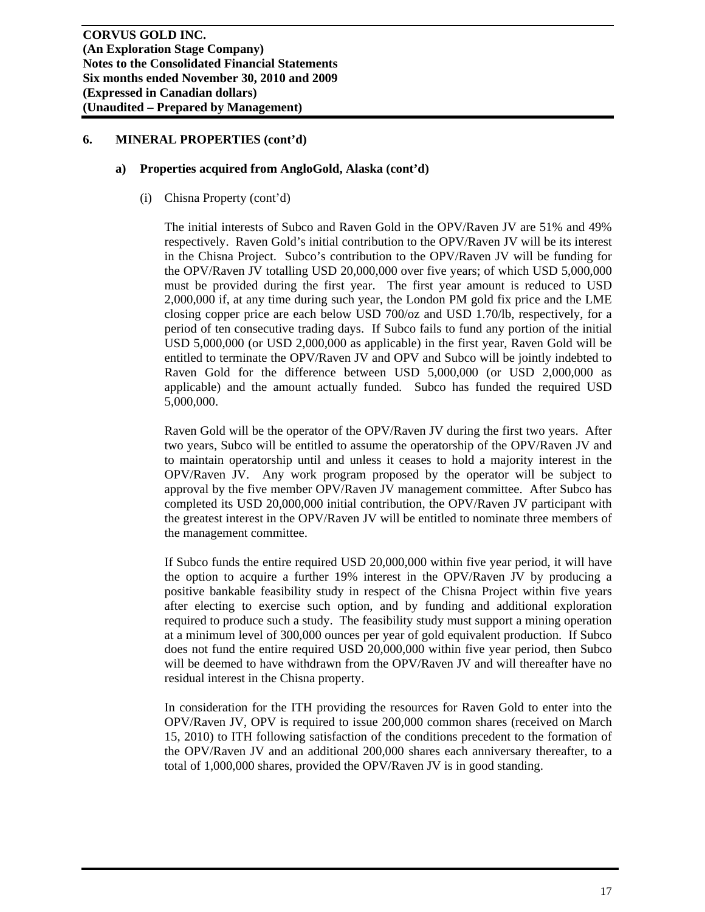## 6. MINERAL PROPERTIES (cont'd)

### a) Properties acquired from AngloGold, Alaska (cont'd)

(i) Chisna Property (cont'd)

The initial interests of Subco and Raven Gold in the OPV/Raven JV are 51% and 49% respectively. Raven Gold's initial contribution to the OPV/Raven JV will be its interest in the Chisna Project. Subco's contribution to the OPV/Raven JV will be funding for the OPV/Raven JV totalling USD 20,000,000 over five years; of which USD 5,000,000 must be provided during the first year. The first year amount is reduced to USD 2,000,000 if, at any time during such year, the London PM gold fix price and the LME closing copper price are each below USD 700/oz and USD 1.70/lb, respectively, for a period of ten consecutive trading days. If Subco fails to fund any portion of the initial USD 5,000,000 (or USD 2,000,000 as applicable) in the first year, Raven Gold will be entitled to terminate the OPV/Raven JV and OPV and Subco will be jointly indebted to Raven Gold for the difference between USD 5,000,000 (or USD 2,000,000 as applicable) and the amount actually funded. Subco has funded the required USD 5,000,000.

Raven Gold will be the operator of the OPV/Raven JV during the first two years. After two years, Subco will be entitled to assume the operatorship of the OPV/Raven JV and to maintain operatorship until and unless it ceases to hold a majority interest in the OPV/Raven JV. Any work program proposed by the operator will be subject to approval by the five member OPV/Raven JV management committee. After Subco has completed its USD 20,000,000 initial contribution, the OPV/Raven JV participant with the greatest interest in the OPV/Raven JV will be entitled to nominate three members of the management committee.

If Subco funds the entire required USD 20,000,000 within five year period, it will have the option to acquire a further 19% interest in the OPV/Raven JV by producing a positive bankable feasibility study in respect of the Chisna Project within five years after electing to exercise such option, and by funding and additional exploration required to produce such a study. The feasibility study must support a mining operation at a minimum level of 300,000 ounces per year of gold equivalent production. If Subco does not fund the entire required USD 20,000,000 within five year period, then Subco will be deemed to have withdrawn from the OPV/Raven JV and will thereafter have no residual interest in the Chisna property.

In consideration for the ITH providing the resources for Raven Gold to enter into the OPV/Raven JV, OPV is required to issue 200,000 common shares (received on March 15, 2010) to ITH following satisfaction of the conditions precedent to the formation of the OPV/Raven JV and an additional 200,000 shares each anniversary thereafter, to a total of 1,000,000 shares, provided the OPV/Raven JV is in good standing.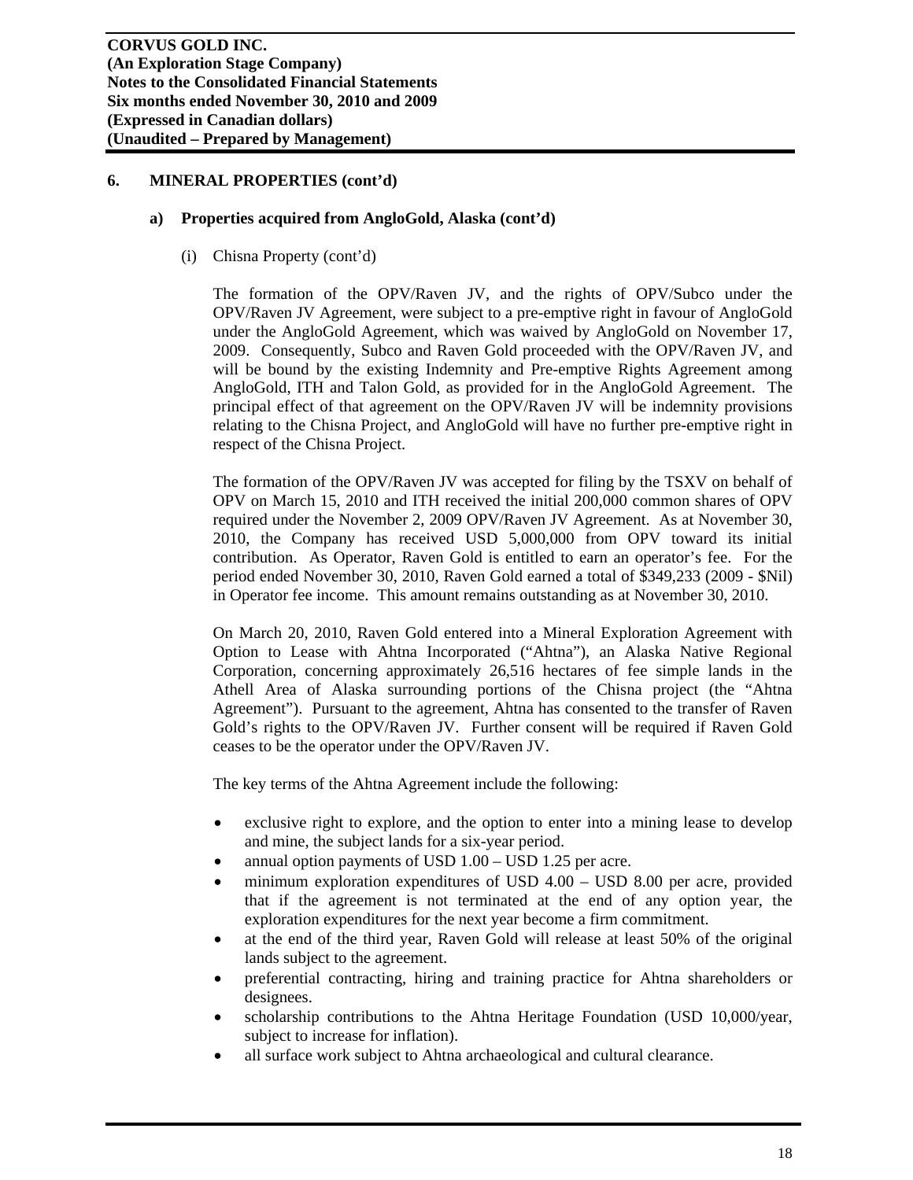## 6. MINERAL PROPERTIES (cont'd)

### a) Properties acquired from AngloGold, Alaska (cont'd)

(i) Chisna Property (cont'd)

The formation of the OPV/Raven JV, and the rights of OPV/Subco under the OPV/Raven JV Agreement, were subject to a pre-emptive right in favour of AngloGold under the AngloGold Agreement, which was waived by AngloGold on November 17, 2009. Consequently, Subco and Raven Gold proceeded with the OPV/Raven JV, and will be bound by the existing Indemnity and Pre-emptive Rights Agreement among AngloGold, ITH and Talon Gold, as provided for in the AngloGold Agreement. The principal effect of that agreement on the OPV/Raven JV will be indemnity provisions relating to the Chisna Project, and AngloGold will have no further pre-emptive right in respect of the Chisna Project.

The formation of the OPV/Raven JV was accepted for filing by the TSXV on behalf of OPV on March 15, 2010 and ITH received the initial 200,000 common shares of OPV required under the November 2, 2009 OPV/Raven JV Agreement. As at November 30, 2010, the Company has received USD 5,000,000 from OPV toward its initial contribution. As Operator, Raven Gold is entitled to earn an operator's fee. For the period ended November 30, 2010, Raven Gold earned a total of $349,233 (2009 - $Nil) in Operator fee income. This amount remains outstanding as at November 30, 2010.

On March 20, 2010, Raven Gold entered into a Mineral Exploration Agreement with Option to Lease with Ahtna Incorporated ("Ahtna"), an Alaska Native Regional Corporation, concerning approximately 26,516 hectares of fee simple lands in the Athell Area of Alaska surrounding portions of the Chisna project (the "Ahtna Agreement"). Pursuant to the agreement, Ahtna has consented to the transfer of Raven Gold's rights to the OPV/Raven JV. Further consent will be required if Raven Gold ceases to be the operator under the OPV/Raven JV.

The key terms of the Ahtna Agreement include the following:

- exclusive right to explore, and the option to enter into a mining lease to develop and mine, the subject lands for a six-year period.
- annual option payments of USD 1.00 – USD 1.25 per acre.
- minimum exploration expenditures of USD 4.00 – USD 8.00 per acre, provided that if the agreement is not terminated at the end of any option year, the exploration expenditures for the next year become a firm commitment.
- at the end of the third year, Raven Gold will release at least 50% of the original lands subject to the agreement.
- preferential contracting, hiring and training practice for Ahtna shareholders or designees.
- scholarship contributions to the Ahtna Heritage Foundation (USD 10,000/year, subject to increase for inflation).
- all surface work subject to Ahtna archaeological and cultural clearance.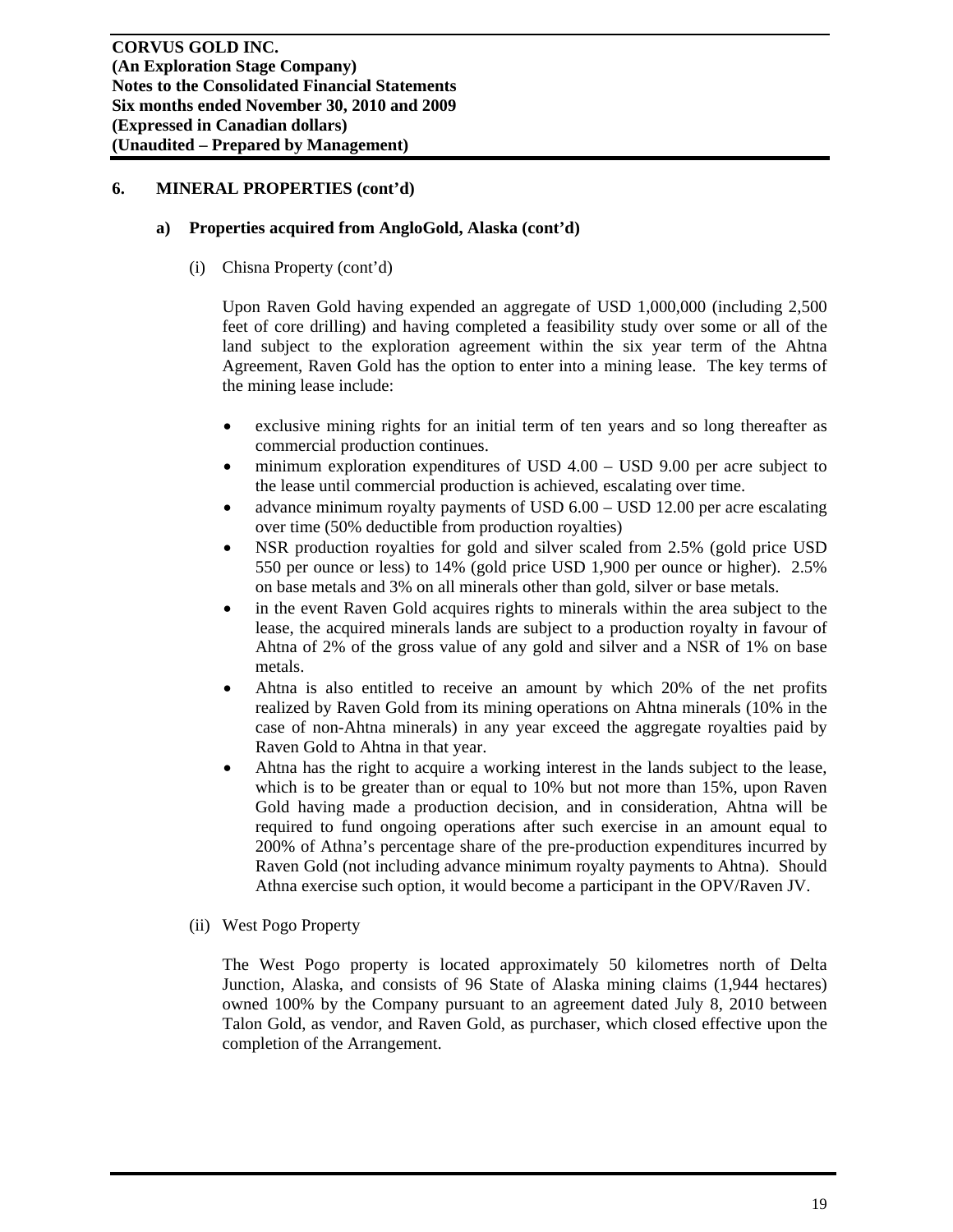## 6. MINERAL PROPERTIES (cont'd)

### a) Properties acquired from AngloGold, Alaska (cont'd)

(i) Chisna Property (cont'd)

Upon Raven Gold having expended an aggregate of USD 1,000,000 (including 2,500 feet of core drilling) and having completed a feasibility study over some or all of the land subject to the exploration agreement within the six year term of the Ahtna Agreement, Raven Gold has the option to enter into a mining lease. The key terms of the mining lease include:

- exclusive mining rights for an initial term of ten years and so long thereafter as commercial production continues.
- minimum exploration expenditures of USD 4.00 – USD 9.00 per acre subject to the lease until commercial production is achieved, escalating over time.
- advance minimum royalty payments of USD 6.00 – USD 12.00 per acre escalating over time (50% deductible from production royalties)
- NSR production royalties for gold and silver scaled from 2.5% (gold price USD 550 per ounce or less) to 14% (gold price USD 1,900 per ounce or higher). 2.5% on base metals and 3% on all minerals other than gold, silver or base metals.
- in the event Raven Gold acquires rights to minerals within the area subject to the lease, the acquired minerals lands are subject to a production royalty in favour of Ahtna of 2% of the gross value of any gold and silver and a NSR of 1% on base metals.
- Ahtna is also entitled to receive an amount by which 20% of the net profits realized by Raven Gold from its mining operations on Ahtna minerals (10% in the case of non-Ahtna minerals) in any year exceed the aggregate royalties paid by Raven Gold to Ahtna in that year.
- Ahtna has the right to acquire a working interest in the lands subject to the lease, which is to be greater than or equal to 10% but not more than 15%, upon Raven Gold having made a production decision, and in consideration, Ahtna will be required to fund ongoing operations after such exercise in an amount equal to 200% of Athna's percentage share of the pre-production expenditures incurred by Raven Gold (not including advance minimum royalty payments to Ahtna). Should Athna exercise such option, it would become a participant in the OPV/Raven JV.

(ii) West Pogo Property

The West Pogo property is located approximately 50 kilometres north of Delta Junction, Alaska, and consists of 96 State of Alaska mining claims (1,944 hectares) owned 100% by the Company pursuant to an agreement dated July 8, 2010 between Talon Gold, as vendor, and Raven Gold, as purchaser, which closed effective upon the completion of the Arrangement.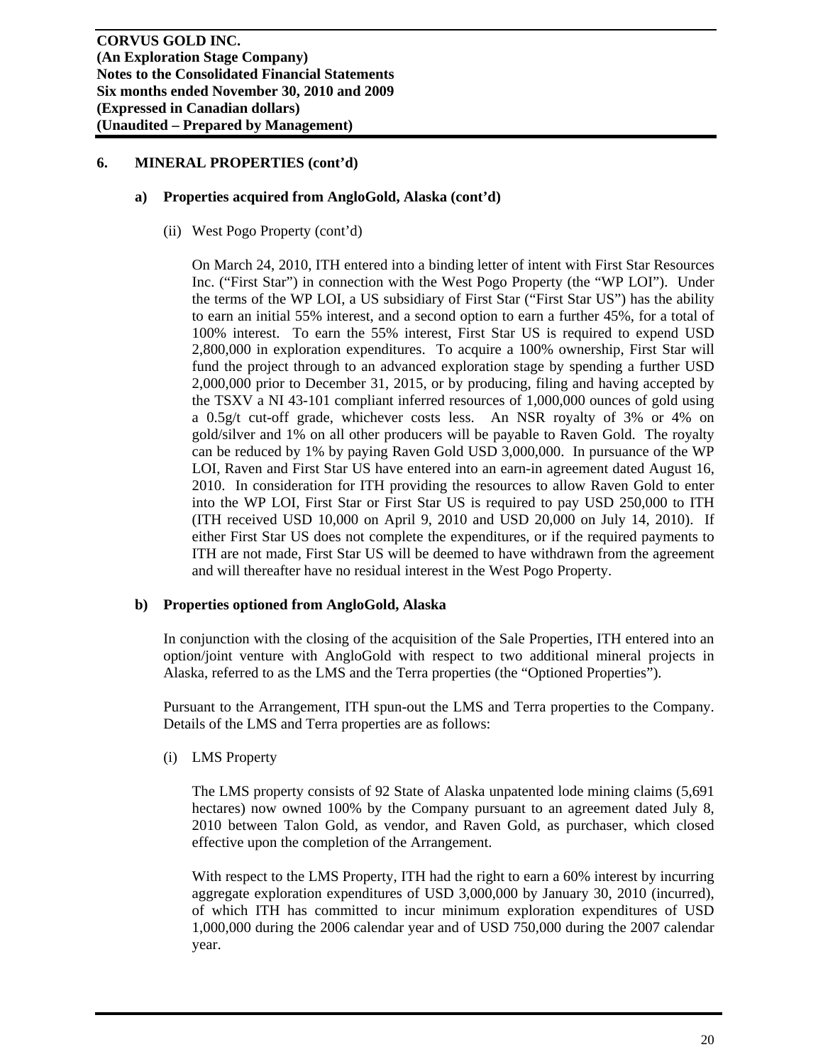## 6. MINERAL PROPERTIES (cont'd)

### a) Properties acquired from AngloGold, Alaska (cont'd)

(ii) West Pogo Property (cont'd)

On March 24, 2010, ITH entered into a binding letter of intent with First Star Resources Inc. ("First Star") in connection with the West Pogo Property (the "WP LOI"). Under the terms of the WP LOI, a US subsidiary of First Star ("First Star US") has the ability to earn an initial 55% interest, and a second option to earn a further 45%, for a total of 100% interest. To earn the 55% interest, First Star US is required to expend USD 2,800,000 in exploration expenditures. To acquire a 100% ownership, First Star will fund the project through to an advanced exploration stage by spending a further USD 2,000,000 prior to December 31, 2015, or by producing, filing and having accepted by the TSXV a NI 43-101 compliant inferred resources of 1,000,000 ounces of gold using a 0.5g/t cut-off grade, whichever costs less. An NSR royalty of 3% or 4% on gold/silver and 1% on all other producers will be payable to Raven Gold. The royalty can be reduced by 1% by paying Raven Gold USD 3,000,000. In pursuance of the WP LOI, Raven and First Star US have entered into an earn-in agreement dated August 16, 2010. In consideration for ITH providing the resources to allow Raven Gold to enter into the WP LOI, First Star or First Star US is required to pay USD 250,000 to ITH (ITH received USD 10,000 on April 9, 2010 and USD 20,000 on July 14, 2010). If either First Star US does not complete the expenditures, or if the required payments to ITH are not made, First Star US will be deemed to have withdrawn from the agreement and will thereafter have no residual interest in the West Pogo Property.

### b) Properties optioned from AngloGold, Alaska

In conjunction with the closing of the acquisition of the Sale Properties, ITH entered into an option/joint venture with AngloGold with respect to two additional mineral projects in Alaska, referred to as the LMS and the Terra properties (the "Optioned Properties").

Pursuant to the Arrangement, ITH spun-out the LMS and Terra properties to the Company. Details of the LMS and Terra properties are as follows:

(i) LMS Property

The LMS property consists of 92 State of Alaska unpatented lode mining claims (5,691 hectares) now owned 100% by the Company pursuant to an agreement dated July 8, 2010 between Talon Gold, as vendor, and Raven Gold, as purchaser, which closed effective upon the completion of the Arrangement.

With respect to the LMS Property, ITH had the right to earn a 60% interest by incurring aggregate exploration expenditures of USD 3,000,000 by January 30, 2010 (incurred), of which ITH has committed to incur minimum exploration expenditures of USD 1,000,000 during the 2006 calendar year and of USD 750,000 during the 2007 calendar year.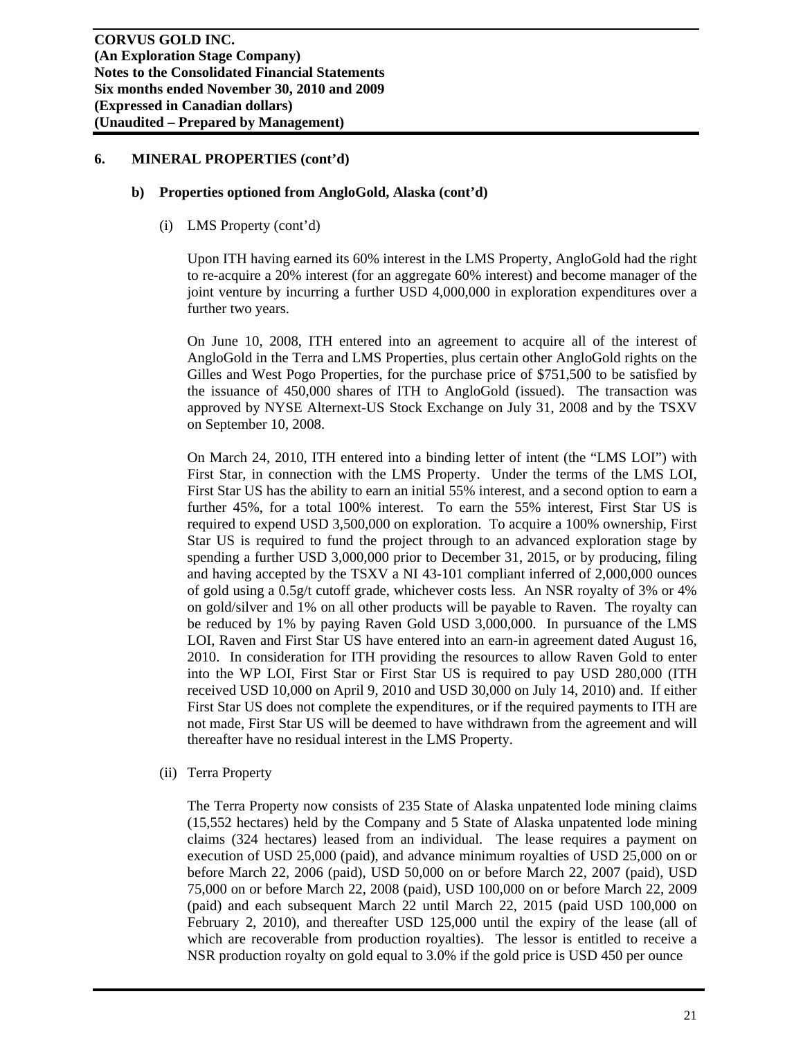## 6. MINERAL PROPERTIES (cont'd)

### b) Properties optioned from AngloGold, Alaska (cont'd)

(i) LMS Property (cont'd)

Upon ITH having earned its 60% interest in the LMS Property, AngloGold had the right to re-acquire a 20% interest (for an aggregate 60% interest) and become manager of the joint venture by incurring a further USD 4,000,000 in exploration expenditures over a further two years.

On June 10, 2008, ITH entered into an agreement to acquire all of the interest of AngloGold in the Terra and LMS Properties, plus certain other AngloGold rights on the Gilles and West Pogo Properties, for the purchase price of $751,500 to be satisfied by the issuance of 450,000 shares of ITH to AngloGold (issued). The transaction was approved by NYSE Alternext-US Stock Exchange on July 31, 2008 and by the TSXV on September 10, 2008.

On March 24, 2010, ITH entered into a binding letter of intent (the "LMS LOI") with First Star, in connection with the LMS Property. Under the terms of the LMS LOI, First Star US has the ability to earn an initial 55% interest, and a second option to earn a further 45%, for a total 100% interest. To earn the 55% interest, First Star US is required to expend USD 3,500,000 on exploration. To acquire a 100% ownership, First Star US is required to fund the project through to an advanced exploration stage by spending a further USD 3,000,000 prior to December 31, 2015, or by producing, filing and having accepted by the TSXV a NI 43-101 compliant inferred of 2,000,000 ounces of gold using a 0.5g/t cutoff grade, whichever costs less. An NSR royalty of 3% or 4% on gold/silver and 1% on all other products will be payable to Raven. The royalty can be reduced by 1% by paying Raven Gold USD 3,000,000. In pursuance of the LMS LOI, Raven and First Star US have entered into an earn-in agreement dated August 16, 2010. In consideration for ITH providing the resources to allow Raven Gold to enter into the WP LOI, First Star or First Star US is required to pay USD 280,000 (ITH received USD 10,000 on April 9, 2010 and USD 30,000 on July 14, 2010) and. If either First Star US does not complete the expenditures, or if the required payments to ITH are not made, First Star US will be deemed to have withdrawn from the agreement and will thereafter have no residual interest in the LMS Property.

(ii) Terra Property

The Terra Property now consists of 235 State of Alaska unpatented lode mining claims (15,552 hectares) held by the Company and 5 State of Alaska unpatented lode mining claims (324 hectares) leased from an individual. The lease requires a payment on execution of USD 25,000 (paid), and advance minimum royalties of USD 25,000 on or before March 22, 2006 (paid), USD 50,000 on or before March 22, 2007 (paid), USD 75,000 on or before March 22, 2008 (paid), USD 100,000 on or before March 22, 2009 (paid) and each subsequent March 22 until March 22, 2015 (paid USD 100,000 on February 2, 2010), and thereafter USD 125,000 until the expiry of the lease (all of which are recoverable from production royalties). The lessor is entitled to receive a NSR production royalty on gold equal to 3.0% if the gold price is USD 450 per ounce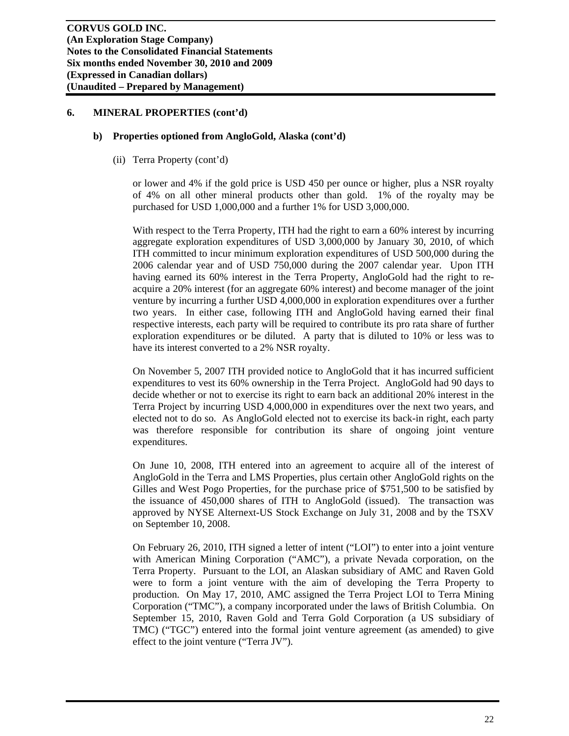## 6. MINERAL PROPERTIES (cont'd)

### b) Properties optioned from AngloGold, Alaska (cont'd)

(ii) Terra Property (cont'd)

or lower and 4% if the gold price is USD 450 per ounce or higher, plus a NSR royalty of 4% on all other mineral products other than gold. 1% of the royalty may be purchased for USD 1,000,000 and a further 1% for USD 3,000,000.

With respect to the Terra Property, ITH had the right to earn a 60% interest by incurring aggregate exploration expenditures of USD 3,000,000 by January 30, 2010, of which ITH committed to incur minimum exploration expenditures of USD 500,000 during the 2006 calendar year and of USD 750,000 during the 2007 calendar year. Upon ITH having earned its 60% interest in the Terra Property, AngloGold had the right to re-acquire a 20% interest (for an aggregate 60% interest) and become manager of the joint venture by incurring a further USD 4,000,000 in exploration expenditures over a further two years. In either case, following ITH and AngloGold having earned their final respective interests, each party will be required to contribute its pro rata share of further exploration expenditures or be diluted. A party that is diluted to 10% or less was to have its interest converted to a 2% NSR royalty.

On November 5, 2007 ITH provided notice to AngloGold that it has incurred sufficient expenditures to vest its 60% ownership in the Terra Project. AngloGold had 90 days to decide whether or not to exercise its right to earn back an additional 20% interest in the Terra Project by incurring USD 4,000,000 in expenditures over the next two years, and elected not to do so. As AngloGold elected not to exercise its back-in right, each party was therefore responsible for contribution its share of ongoing joint venture expenditures.

On June 10, 2008, ITH entered into an agreement to acquire all of the interest of AngloGold in the Terra and LMS Properties, plus certain other AngloGold rights on the Gilles and West Pogo Properties, for the purchase price of $751,500 to be satisfied by the issuance of 450,000 shares of ITH to AngloGold (issued). The transaction was approved by NYSE Alternext-US Stock Exchange on July 31, 2008 and by the TSXV on September 10, 2008.

On February 26, 2010, ITH signed a letter of intent ("LOI") to enter into a joint venture with American Mining Corporation ("AMC"), a private Nevada corporation, on the Terra Property. Pursuant to the LOI, an Alaskan subsidiary of AMC and Raven Gold were to form a joint venture with the aim of developing the Terra Property to production. On May 17, 2010, AMC assigned the Terra Project LOI to Terra Mining Corporation ("TMC"), a company incorporated under the laws of British Columbia. On September 15, 2010, Raven Gold and Terra Gold Corporation (a US subsidiary of TMC) ("TGC") entered into the formal joint venture agreement (as amended) to give effect to the joint venture ("Terra JV").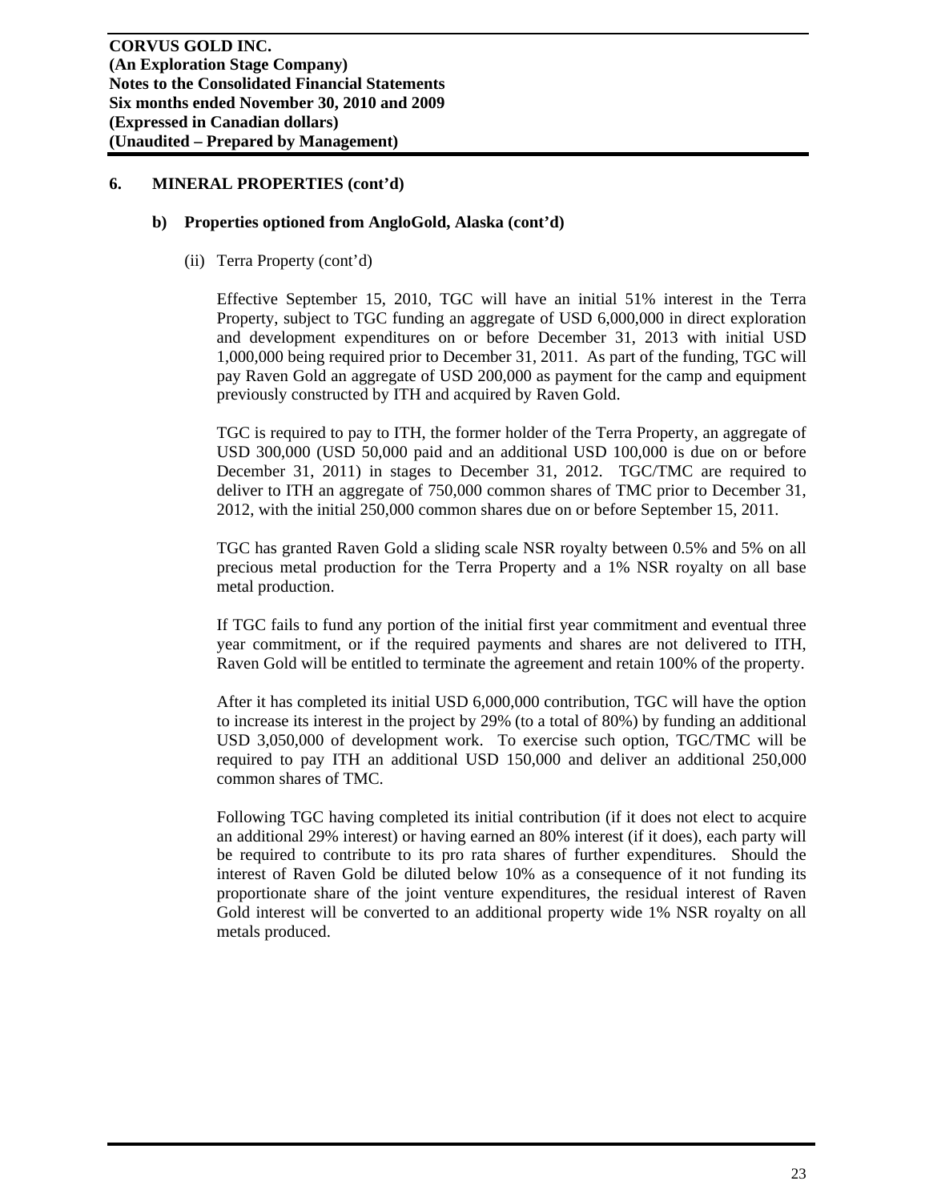## 6. MINERAL PROPERTIES (cont'd)

### b) Properties optioned from AngloGold, Alaska (cont'd)

(ii) Terra Property (cont'd)

Effective September 15, 2010, TGC will have an initial 51% interest in the Terra Property, subject to TGC funding an aggregate of USD 6,000,000 in direct exploration and development expenditures on or before December 31, 2013 with initial USD 1,000,000 being required prior to December 31, 2011. As part of the funding, TGC will pay Raven Gold an aggregate of USD 200,000 as payment for the camp and equipment previously constructed by ITH and acquired by Raven Gold.

TGC is required to pay to ITH, the former holder of the Terra Property, an aggregate of USD 300,000 (USD 50,000 paid and an additional USD 100,000 is due on or before December 31, 2011) in stages to December 31, 2012. TGC/TMC are required to deliver to ITH an aggregate of 750,000 common shares of TMC prior to December 31, 2012, with the initial 250,000 common shares due on or before September 15, 2011.

TGC has granted Raven Gold a sliding scale NSR royalty between 0.5% and 5% on all precious metal production for the Terra Property and a 1% NSR royalty on all base metal production.

If TGC fails to fund any portion of the initial first year commitment and eventual three year commitment, or if the required payments and shares are not delivered to ITH, Raven Gold will be entitled to terminate the agreement and retain 100% of the property.

After it has completed its initial USD 6,000,000 contribution, TGC will have the option to increase its interest in the project by 29% (to a total of 80%) by funding an additional USD 3,050,000 of development work. To exercise such option, TGC/TMC will be required to pay ITH an additional USD 150,000 and deliver an additional 250,000 common shares of TMC.

Following TGC having completed its initial contribution (if it does not elect to acquire an additional 29% interest) or having earned an 80% interest (if it does), each party will be required to contribute to its pro rata shares of further expenditures. Should the interest of Raven Gold be diluted below 10% as a consequence of it not funding its proportionate share of the joint venture expenditures, the residual interest of Raven Gold interest will be converted to an additional property wide 1% NSR royalty on all metals produced.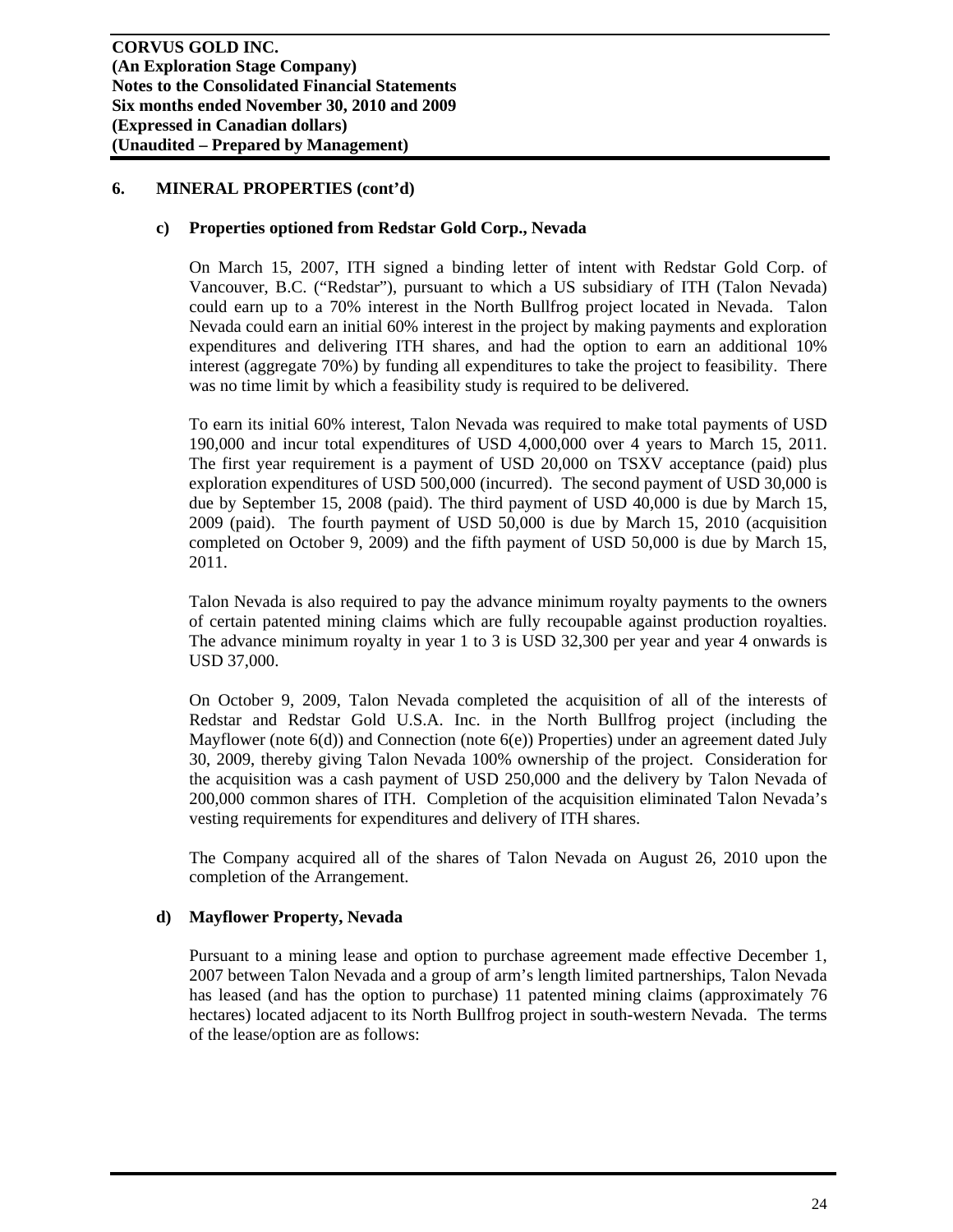## 6. MINERAL PROPERTIES (cont'd)

### c) Properties optioned from Redstar Gold Corp., Nevada

On March 15, 2007, ITH signed a binding letter of intent with Redstar Gold Corp. of Vancouver, B.C. ("Redstar"), pursuant to which a US subsidiary of ITH (Talon Nevada) could earn up to a 70% interest in the North Bullfrog project located in Nevada. Talon Nevada could earn an initial 60% interest in the project by making payments and exploration expenditures and delivering ITH shares, and had the option to earn an additional 10% interest (aggregate 70%) by funding all expenditures to take the project to feasibility. There was no time limit by which a feasibility study is required to be delivered.

To earn its initial 60% interest, Talon Nevada was required to make total payments of USD 190,000 and incur total expenditures of USD 4,000,000 over 4 years to March 15, 2011. The first year requirement is a payment of USD 20,000 on TSXV acceptance (paid) plus exploration expenditures of USD 500,000 (incurred). The second payment of USD 30,000 is due by September 15, 2008 (paid). The third payment of USD 40,000 is due by March 15, 2009 (paid). The fourth payment of USD 50,000 is due by March 15, 2010 (acquisition completed on October 9, 2009) and the fifth payment of USD 50,000 is due by March 15, 2011.

Talon Nevada is also required to pay the advance minimum royalty payments to the owners of certain patented mining claims which are fully recoupable against production royalties. The advance minimum royalty in year 1 to 3 is USD 32,300 per year and year 4 onwards is USD 37,000.

On October 9, 2009, Talon Nevada completed the acquisition of all of the interests of Redstar and Redstar Gold U.S.A. Inc. in the North Bullfrog project (including the Mayflower (note 6(d)) and Connection (note 6(e)) Properties) under an agreement dated July 30, 2009, thereby giving Talon Nevada 100% ownership of the project. Consideration for the acquisition was a cash payment of USD 250,000 and the delivery by Talon Nevada of 200,000 common shares of ITH. Completion of the acquisition eliminated Talon Nevada's vesting requirements for expenditures and delivery of ITH shares.

The Company acquired all of the shares of Talon Nevada on August 26, 2010 upon the completion of the Arrangement.

### d) Mayflower Property, Nevada

Pursuant to a mining lease and option to purchase agreement made effective December 1, 2007 between Talon Nevada and a group of arm's length limited partnerships, Talon Nevada has leased (and has the option to purchase) 11 patented mining claims (approximately 76 hectares) located adjacent to its North Bullfrog project in south-western Nevada. The terms of the lease/option are as follows: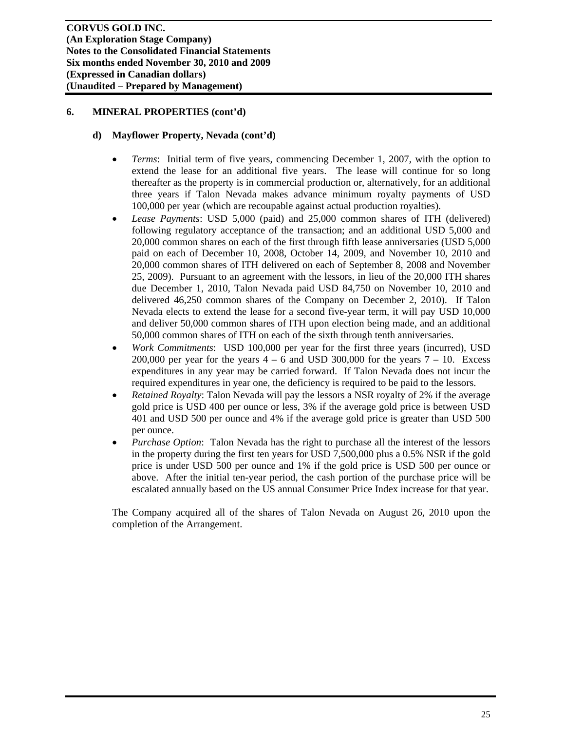## 6. MINERAL PROPERTIES (cont'd)

### d) Mayflower Property, Nevada (cont'd)

- *Terms*: Initial term of five years, commencing December 1, 2007, with the option to extend the lease for an additional five years. The lease will continue for so long thereafter as the property is in commercial production or, alternatively, for an additional three years if Talon Nevada makes advance minimum royalty payments of USD 100,000 per year (which are recoupable against actual production royalties).
- *Lease Payments*: USD 5,000 (paid) and 25,000 common shares of ITH (delivered) following regulatory acceptance of the transaction; and an additional USD 5,000 and 20,000 common shares on each of the first through fifth lease anniversaries (USD 5,000 paid on each of December 10, 2008, October 14, 2009, and November 10, 2010 and 20,000 common shares of ITH delivered on each of September 8, 2008 and November 25, 2009). Pursuant to an agreement with the lessors, in lieu of the 20,000 ITH shares due December 1, 2010, Talon Nevada paid USD 84,750 on November 10, 2010 and delivered 46,250 common shares of the Company on December 2, 2010). If Talon Nevada elects to extend the lease for a second five-year term, it will pay USD 10,000 and deliver 50,000 common shares of ITH upon election being made, and an additional 50,000 common shares of ITH on each of the sixth through tenth anniversaries.
- *Work Commitments*: USD 100,000 per year for the first three years (incurred), USD 200,000 per year for the years 4 – 6 and USD 300,000 for the years 7 – 10. Excess expenditures in any year may be carried forward. If Talon Nevada does not incur the required expenditures in year one, the deficiency is required to be paid to the lessors.
- *Retained Royalty*: Talon Nevada will pay the lessors a NSR royalty of 2% if the average gold price is USD 400 per ounce or less, 3% if the average gold price is between USD 401 and USD 500 per ounce and 4% if the average gold price is greater than USD 500 per ounce.
- *Purchase Option*: Talon Nevada has the right to purchase all the interest of the lessors in the property during the first ten years for USD 7,500,000 plus a 0.5% NSR if the gold price is under USD 500 per ounce and 1% if the gold price is USD 500 per ounce or above. After the initial ten-year period, the cash portion of the purchase price will be escalated annually based on the US annual Consumer Price Index increase for that year.

The Company acquired all of the shares of Talon Nevada on August 26, 2010 upon the completion of the Arrangement.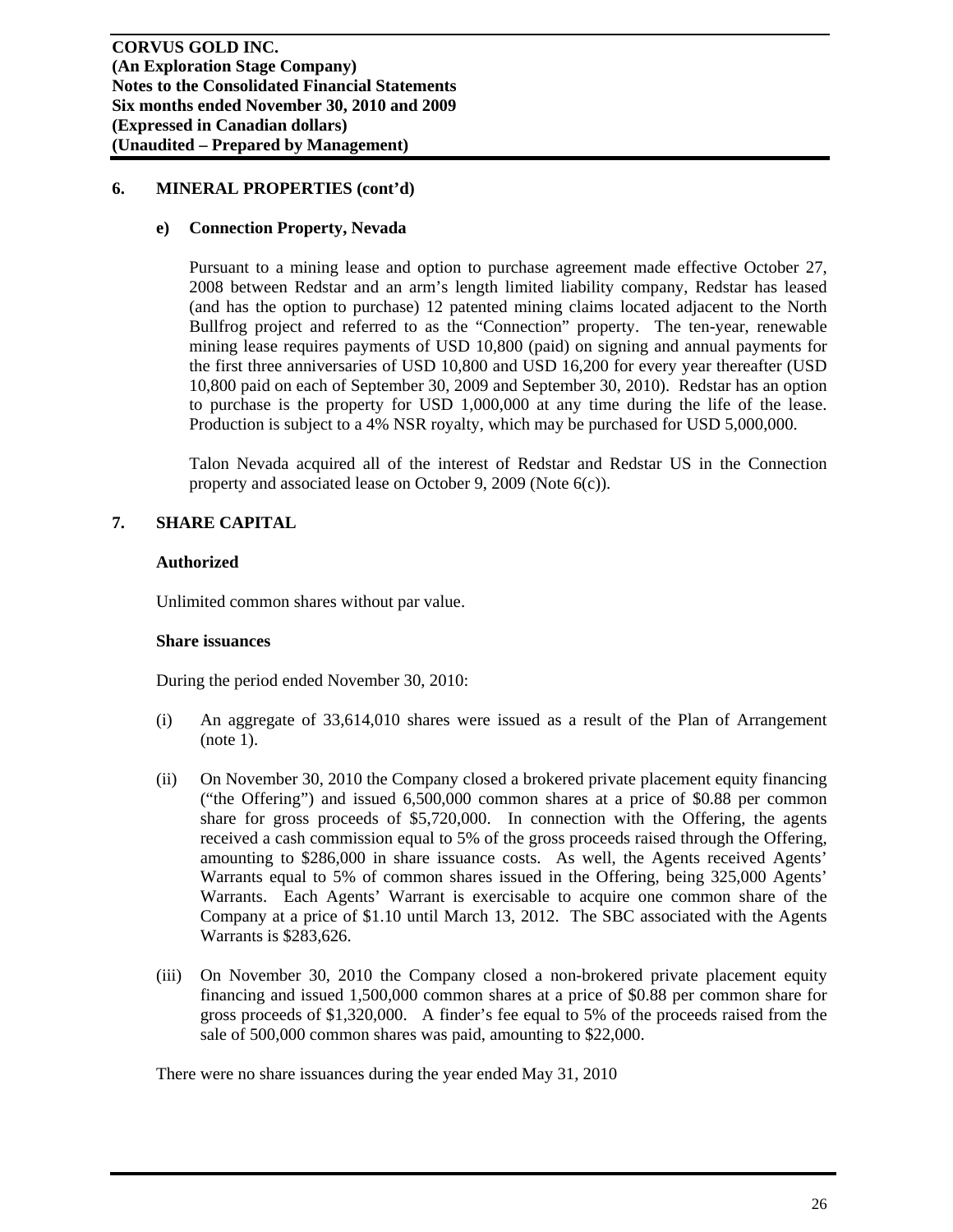## 6. MINERAL PROPERTIES (cont'd)

### e) Connection Property, Nevada

Pursuant to a mining lease and option to purchase agreement made effective October 27, 2008 between Redstar and an arm's length limited liability company, Redstar has leased (and has the option to purchase) 12 patented mining claims located adjacent to the North Bullfrog project and referred to as the "Connection" property. The ten-year, renewable mining lease requires payments of USD 10,800 (paid) on signing and annual payments for the first three anniversaries of USD 10,800 and USD 16,200 for every year thereafter (USD 10,800 paid on each of September 30, 2009 and September 30, 2010). Redstar has an option to purchase is the property for USD 1,000,000 at any time during the life of the lease. Production is subject to a 4% NSR royalty, which may be purchased for USD 5,000,000.

Talon Nevada acquired all of the interest of Redstar and Redstar US in the Connection property and associated lease on October 9, 2009 (Note 6(c)).

## 7. SHARE CAPITAL

**Authorized**

Unlimited common shares without par value.

**Share issuances**

During the period ended November 30, 2010:

(i) An aggregate of 33,614,010 shares were issued as a result of the Plan of Arrangement (note 1).

(ii) On November 30, 2010 the Company closed a brokered private placement equity financing ("the Offering") and issued 6,500,000 common shares at a price of $0.88 per common share for gross proceeds of $5,720,000. In connection with the Offering, the agents received a cash commission equal to 5% of the gross proceeds raised through the Offering, amounting to $286,000 in share issuance costs. As well, the Agents received Agents' Warrants equal to 5% of common shares issued in the Offering, being 325,000 Agents' Warrants. Each Agents' Warrant is exercisable to acquire one common share of the Company at a price of $1.10 until March 13, 2012. The SBC associated with the Agents Warrants is $283,626.

(iii) On November 30, 2010 the Company closed a non-brokered private placement equity financing and issued 1,500,000 common shares at a price of $0.88 per common share for gross proceeds of $1,320,000. A finder's fee equal to 5% of the proceeds raised from the sale of 500,000 common shares was paid, amounting to $22,000.

There were no share issuances during the year ended May 31, 2010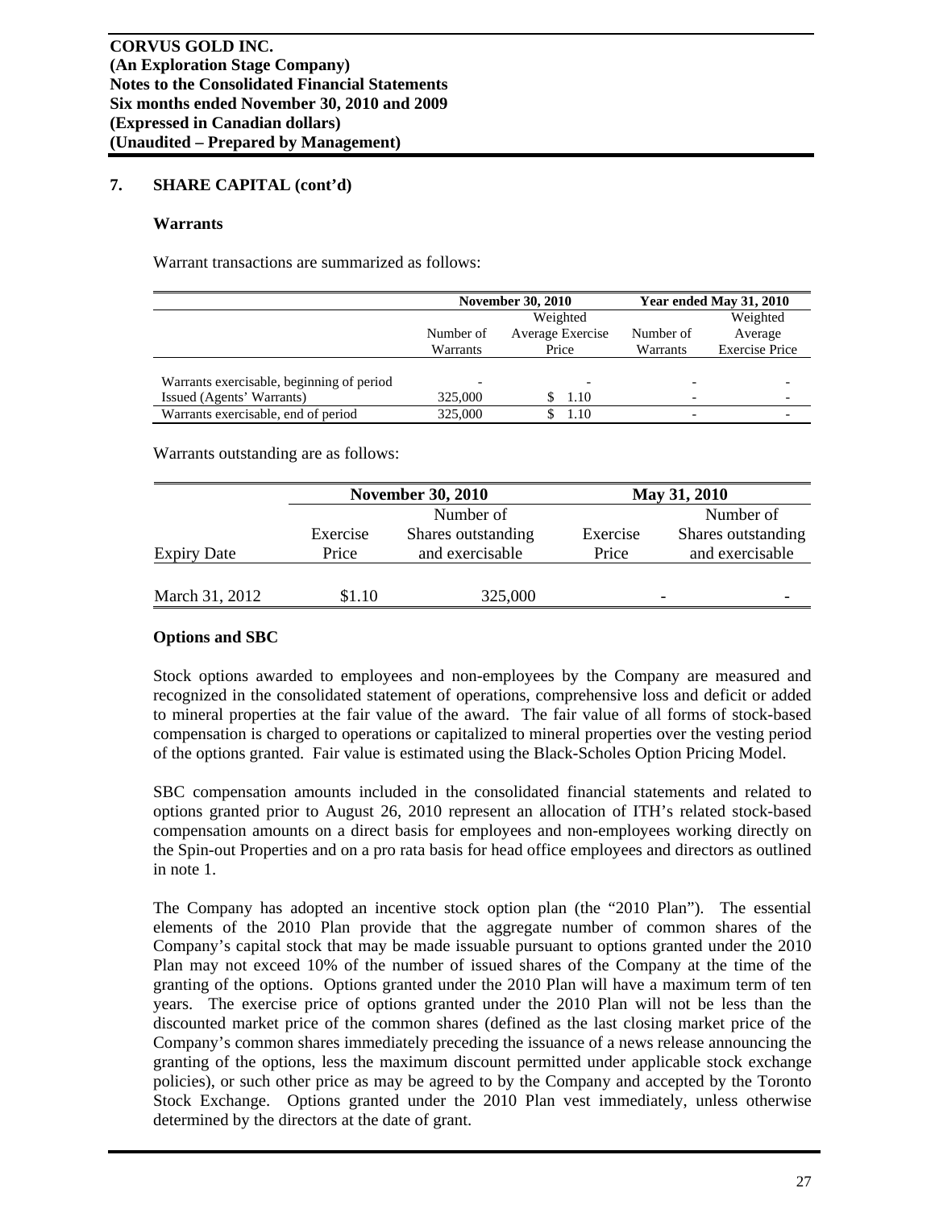**CORVUS GOLD INC.**
**(An Exploration Stage Company)**
**Notes to the Consolidated Financial Statements**
**Six months ended November 30, 2010 and 2009**
**(Expressed in Canadian dollars)**
**(Unaudited – Prepared by Management)**

## 7. SHARE CAPITAL (cont'd)

### Warrants

Warrant transactions are summarized as follows:

| | November 30, 2010 | | Year ended May 31, 2010 | |
|---|---|---|---|---|
| | Number of Warrants | Weighted Average Exercise Price | Number of Warrants | Weighted Average Exercise Price |
| Warrants exercisable, beginning of period | - | - | - | - |
| Issued (Agents' Warrants) | 325,000 | $ 1.10 | - | - |
| Warrants exercisable, end of period | 325,000 | $ 1.10 | - | - |

Warrants outstanding are as follows:

| | November 30, 2010 | | May 31, 2010 | |
|---|---|---|---|---|
| Expiry Date | Exercise Price | Number of Shares outstanding and exercisable | Exercise Price | Number of Shares outstanding and exercisable |
| March 31, 2012 | $1.10 | 325,000 | - | - |

### Options and SBC

Stock options awarded to employees and non-employees by the Company are measured and recognized in the consolidated statement of operations, comprehensive loss and deficit or added to mineral properties at the fair value of the award. The fair value of all forms of stock-based compensation is charged to operations or capitalized to mineral properties over the vesting period of the options granted. Fair value is estimated using the Black-Scholes Option Pricing Model.

SBC compensation amounts included in the consolidated financial statements and related to options granted prior to August 26, 2010 represent an allocation of ITH's related stock-based compensation amounts on a direct basis for employees and non-employees working directly on the Spin-out Properties and on a pro rata basis for head office employees and directors as outlined in note 1.

The Company has adopted an incentive stock option plan (the "2010 Plan"). The essential elements of the 2010 Plan provide that the aggregate number of common shares of the Company's capital stock that may be made issuable pursuant to options granted under the 2010 Plan may not exceed 10% of the number of issued shares of the Company at the time of the granting of the options. Options granted under the 2010 Plan will have a maximum term of ten years. The exercise price of options granted under the 2010 Plan will not be less than the discounted market price of the common shares (defined as the last closing market price of the Company's common shares immediately preceding the issuance of a news release announcing the granting of the options, less the maximum discount permitted under applicable stock exchange policies), or such other price as may be agreed to by the Company and accepted by the Toronto Stock Exchange. Options granted under the 2010 Plan vest immediately, unless otherwise determined by the directors at the date of grant.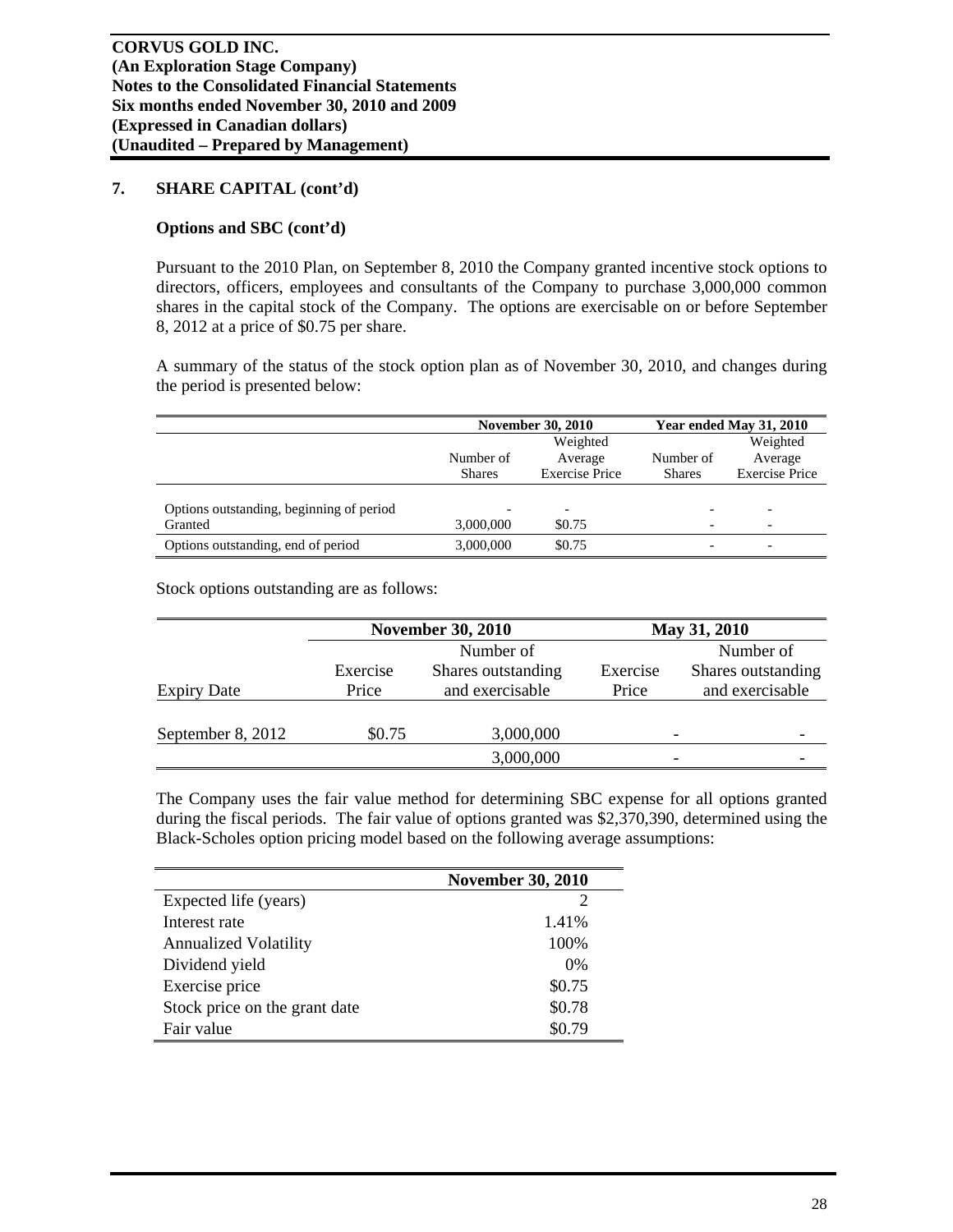**CORVUS GOLD INC.**
**(An Exploration Stage Company)**
**Notes to the Consolidated Financial Statements**
**Six months ended November 30, 2010 and 2009**
**(Expressed in Canadian dollars)**
**(Unaudited – Prepared by Management)**

## 7. SHARE CAPITAL (cont'd)

### Options and SBC (cont'd)

Pursuant to the 2010 Plan, on September 8, 2010 the Company granted incentive stock options to directors, officers, employees and consultants of the Company to purchase 3,000,000 common shares in the capital stock of the Company. The options are exercisable on or before September 8, 2012 at a price of $0.75 per share.

A summary of the status of the stock option plan as of November 30, 2010, and changes during the period is presented below:

| | November 30, 2010 | | Year ended May 31, 2010 | |
|---|---|---|---|---|
| | Number of Shares | Weighted Average Exercise Price | Number of Shares | Weighted Average Exercise Price |
| Options outstanding, beginning of period | - | - | - | - |
| Granted | 3,000,000 | $0.75 | - | - |
| Options outstanding, end of period | 3,000,000 | $0.75 | - | - |

Stock options outstanding are as follows:

| | November 30, 2010 | | May 31, 2010 | |
|---|---|---|---|---|
| Expiry Date | Exercise Price | Number of Shares outstanding and exercisable | Exercise Price | Number of Shares outstanding and exercisable |
| September 8, 2012 | $0.75 | 3,000,000 | - | - |
| | | 3,000,000 | - | - |

The Company uses the fair value method for determining SBC expense for all options granted during the fiscal periods. The fair value of options granted was $2,370,390, determined using the Black-Scholes option pricing model based on the following average assumptions:

| | November 30, 2010 |
|---|---|
| Expected life (years) | 2 |
| Interest rate | 1.41% |
| Annualized Volatility | 100% |
| Dividend yield | 0% |
| Exercise price | $0.75 |
| Stock price on the grant date | $0.78 |
| Fair value | $0.79 |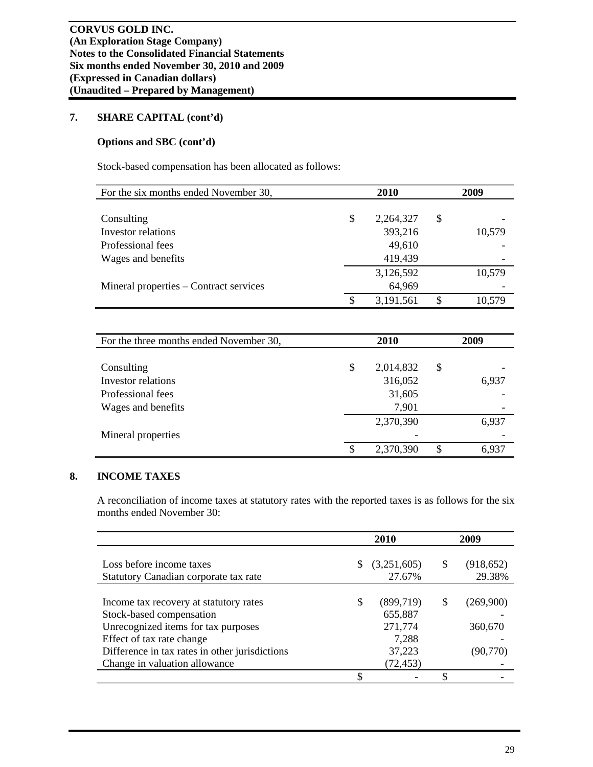## 7. SHARE CAPITAL (cont'd)

### Options and SBC (cont'd)

Stock-based compensation has been allocated as follows:

| For the six months ended November 30, | 2010 | 2009 |
|---|---|---|
| Consulting | $ 2,264,327 | $ - |
| Investor relations | 393,216 | 10,579 |
| Professional fees | 49,610 | - |
| Wages and benefits | 419,439 | - |
| | 3,126,592 | 10,579 |
| Mineral properties – Contract services | 64,969 | - |
| | $ 3,191,561 | $ 10,579 |

| For the three months ended November 30, | 2010 | 2009 |
|---|---|---|
| Consulting | $ 2,014,832 | $ - |
| Investor relations | 316,052 | 6,937 |
| Professional fees | 31,605 | - |
| Wages and benefits | 7,901 | - |
| | 2,370,390 | 6,937 |
| Mineral properties | - | - |
| | $ 2,370,390 | $ 6,937 |

## 8. INCOME TAXES

A reconciliation of income taxes at statutory rates with the reported taxes is as follows for the six months ended November 30:

| | 2010 | 2009 |
|---|---|---|
| Loss before income taxes | $ (3,251,605) | $ (918,652) |
| Statutory Canadian corporate tax rate | 27.67% | 29.38% |
| Income tax recovery at statutory rates | $ (899,719) | $ (269,900) |
| Stock-based compensation | 655,887 | - |
| Unrecognized items for tax purposes | 271,774 | 360,670 |
| Effect of tax rate change | 7,288 | - |
| Difference in tax rates in other jurisdictions | 37,223 | (90,770) |
| Change in valuation allowance | (72,453) | - |
| | $ - | $ - |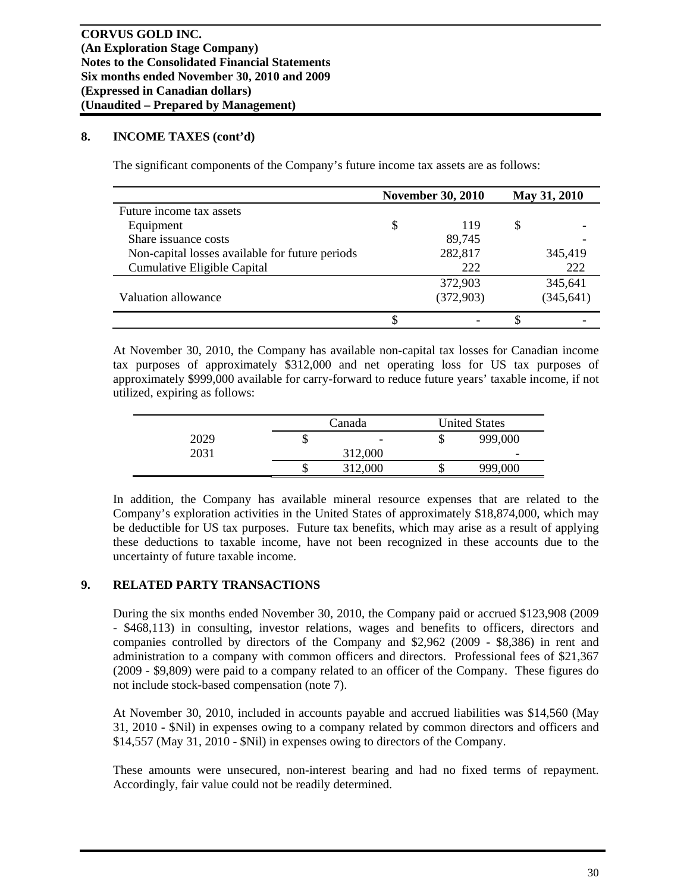**CORVUS GOLD INC.**
**(An Exploration Stage Company)**
**Notes to the Consolidated Financial Statements**
**Six months ended November 30, 2010 and 2009**
**(Expressed in Canadian dollars)**
**(Unaudited – Prepared by Management)**

## 8. INCOME TAXES (cont'd)

The significant components of the Company's future income tax assets are as follows:

| | November 30, 2010 | May 31, 2010 |
|---|---|---|
| Future income tax assets | | |
| Equipment | $ 119 | $ - |
| Share issuance costs | 89,745 | - |
| Non-capital losses available for future periods | 282,817 | 345,419 |
| Cumulative Eligible Capital | 222 | 222 |
| | 372,903 | 345,641 |
| Valuation allowance | (372,903) | (345,641) |
| | $ - | $ - |

At November 30, 2010, the Company has available non-capital tax losses for Canadian income tax purposes of approximately $312,000 and net operating loss for US tax purposes of approximately $999,000 available for carry-forward to reduce future years' taxable income, if not utilized, expiring as follows:

| | Canada | United States |
|---|---|---|
| 2029 | $ - | $ 999,000 |
| 2031 | 312,000 | - |
| | $ 312,000 | $ 999,000 |

In addition, the Company has available mineral resource expenses that are related to the Company's exploration activities in the United States of approximately $18,874,000, which may be deductible for US tax purposes. Future tax benefits, which may arise as a result of applying these deductions to taxable income, have not been recognized in these accounts due to the uncertainty of future taxable income.

## 9. RELATED PARTY TRANSACTIONS

During the six months ended November 30, 2010, the Company paid or accrued $123,908 (2009 - $468,113) in consulting, investor relations, wages and benefits to officers, directors and companies controlled by directors of the Company and $2,962 (2009 - $8,386) in rent and administration to a company with common officers and directors. Professional fees of $21,367 (2009 - $9,809) were paid to a company related to an officer of the Company. These figures do not include stock-based compensation (note 7).

At November 30, 2010, included in accounts payable and accrued liabilities was $14,560 (May 31, 2010 - $Nil) in expenses owing to a company related by common directors and officers and $14,557 (May 31, 2010 - $Nil) in expenses owing to directors of the Company.

These amounts were unsecured, non-interest bearing and had no fixed terms of repayment. Accordingly, fair value could not be readily determined.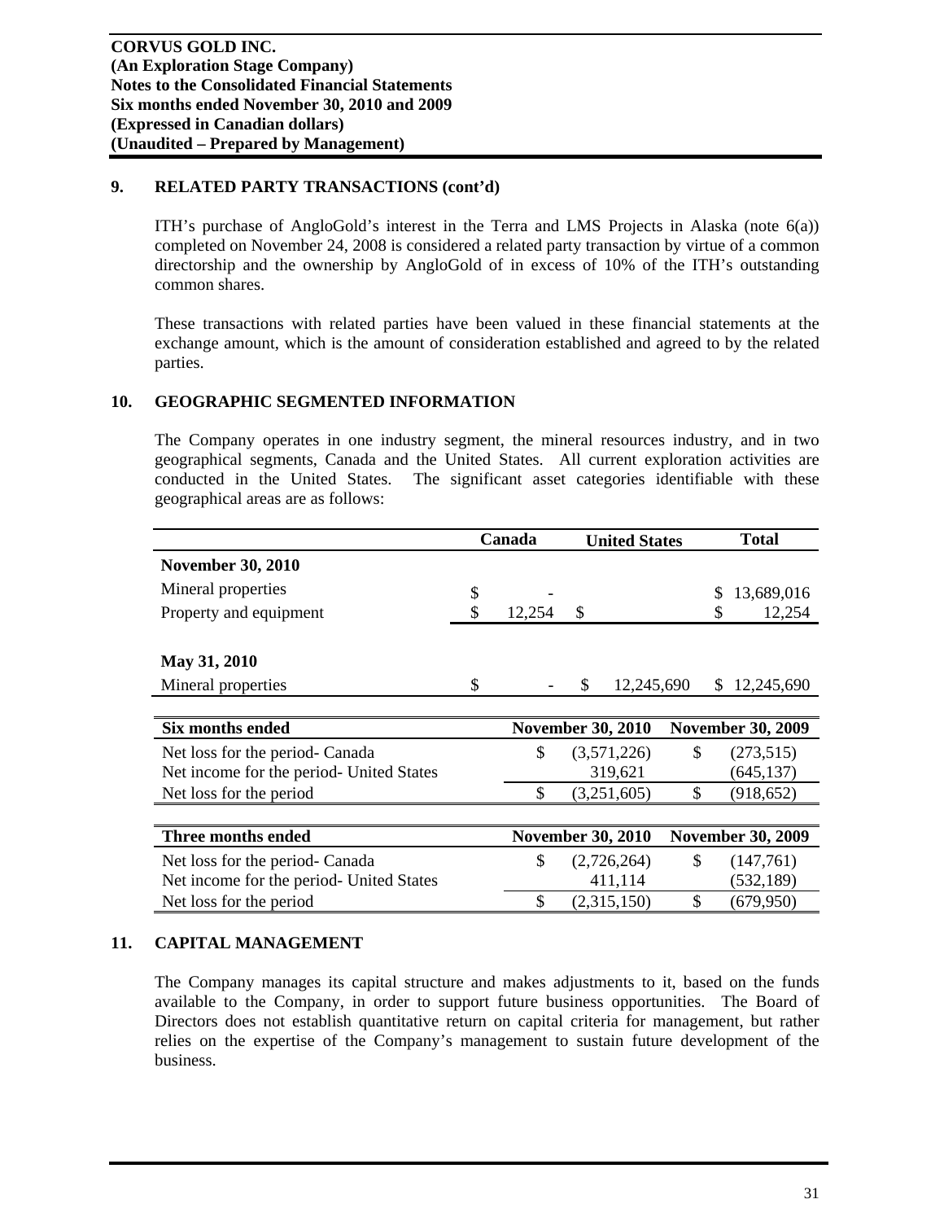## 9. RELATED PARTY TRANSACTIONS (cont'd)

ITH's purchase of AngloGold's interest in the Terra and LMS Projects in Alaska (note 6(a)) completed on November 24, 2008 is considered a related party transaction by virtue of a common directorship and the ownership by AngloGold of in excess of 10% of the ITH's outstanding common shares.

These transactions with related parties have been valued in these financial statements at the exchange amount, which is the amount of consideration established and agreed to by the related parties.

## 10. GEOGRAPHIC SEGMENTED INFORMATION

The Company operates in one industry segment, the mineral resources industry, and in two geographical segments, Canada and the United States. All current exploration activities are conducted in the United States. The significant asset categories identifiable with these geographical areas are as follows:

| | Canada | United States | Total |
|---|---|---|---|
| **November 30, 2010** | | | |
| Mineral properties | $ - | | $ 13,689,016 |
| Property and equipment | $ 12,254 | $ | $ 12,254 |
| **May 31, 2010** | | | |
| Mineral properties | $ - | $ 12,245,690 | $ 12,245,690 |

| Six months ended | November 30, 2010 | November 30, 2009 |
|---|---|---|
| Net loss for the period- Canada | $ (3,571,226) | $ (273,515) |
| Net income for the period- United States | 319,621 | (645,137) |
| Net loss for the period | $ (3,251,605) | $ (918,652) |

| Three months ended | November 30, 2010 | November 30, 2009 |
|---|---|---|
| Net loss for the period- Canada | $ (2,726,264) | $ (147,761) |
| Net income for the period- United States | 411,114 | (532,189) |
| Net loss for the period | $ (2,315,150) | $ (679,950) |

## 11. CAPITAL MANAGEMENT

The Company manages its capital structure and makes adjustments to it, based on the funds available to the Company, in order to support future business opportunities. The Board of Directors does not establish quantitative return on capital criteria for management, but rather relies on the expertise of the Company's management to sustain future development of the business.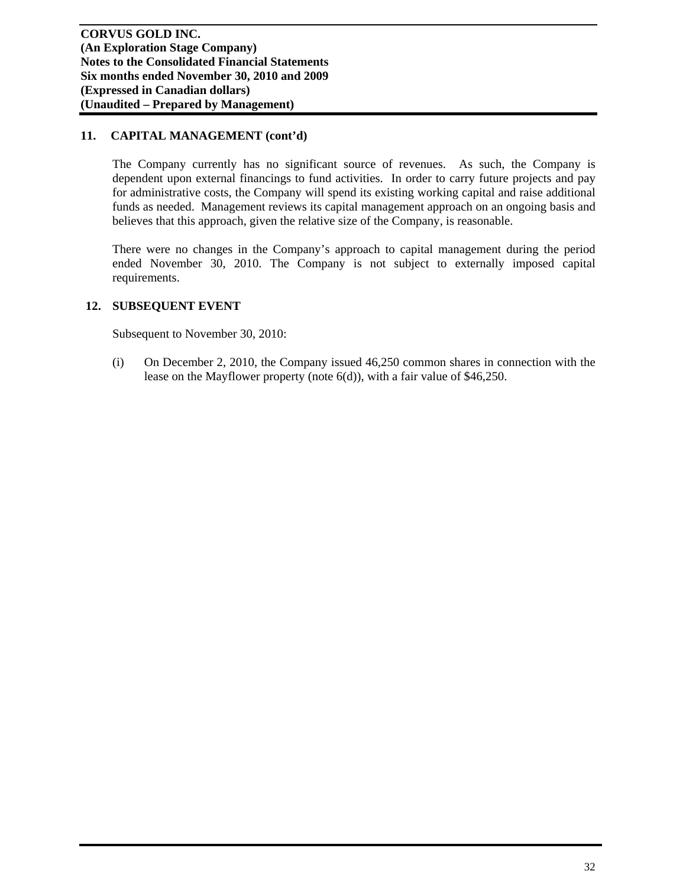## 11. CAPITAL MANAGEMENT (cont'd)

The Company currently has no significant source of revenues. As such, the Company is dependent upon external financings to fund activities. In order to carry future projects and pay for administrative costs, the Company will spend its existing working capital and raise additional funds as needed. Management reviews its capital management approach on an ongoing basis and believes that this approach, given the relative size of the Company, is reasonable.

There were no changes in the Company's approach to capital management during the period ended November 30, 2010. The Company is not subject to externally imposed capital requirements.

## 12. SUBSEQUENT EVENT

Subsequent to November 30, 2010:

(i) On December 2, 2010, the Company issued 46,250 common shares in connection with the lease on the Mayflower property (note 6(d)), with a fair value of $46,250.